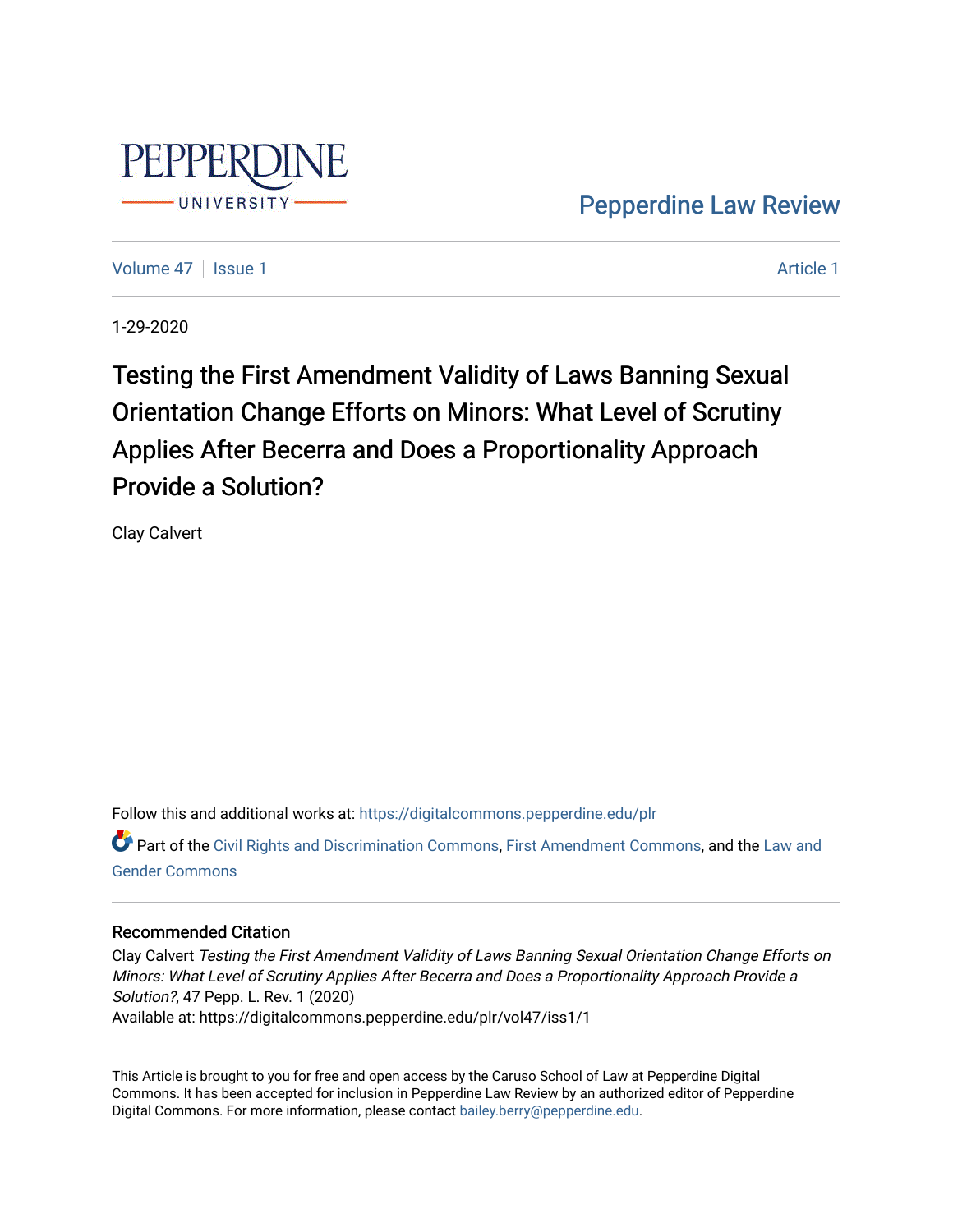Pepperdine Law Review

Volume 47 | Issue 1 | Article 1

1-29-2020

# Testing the First Amendment Validity of Laws Banning Sexual Orientation Change Efforts on Minors: What Level of Scrutiny Applies After Becerra and Does a Proportionality Approach Provide a Solution?

Clay Calvert

Follow this and additional works at: https://digitalcommons.pepperdine.edu/plr

Part of the Civil Rights and Discrimination Commons, First Amendment Commons, and the Law and Gender Commons

## Recommended Citation

Clay Calvert *Testing the First Amendment Validity of Laws Banning Sexual Orientation Change Efforts on Minors: What Level of Scrutiny Applies After Becerra and Does a Proportionality Approach Provide a Solution?*, 47 Pepp. L. Rev. 1 (2020)
Available at: https://digitalcommons.pepperdine.edu/plr/vol47/iss1/1

This Article is brought to you for free and open access by the Caruso School of Law at Pepperdine Digital Commons. It has been accepted for inclusion in Pepperdine Law Review by an authorized editor of Pepperdine Digital Commons. For more information, please contact bailey.berry@pepperdine.edu.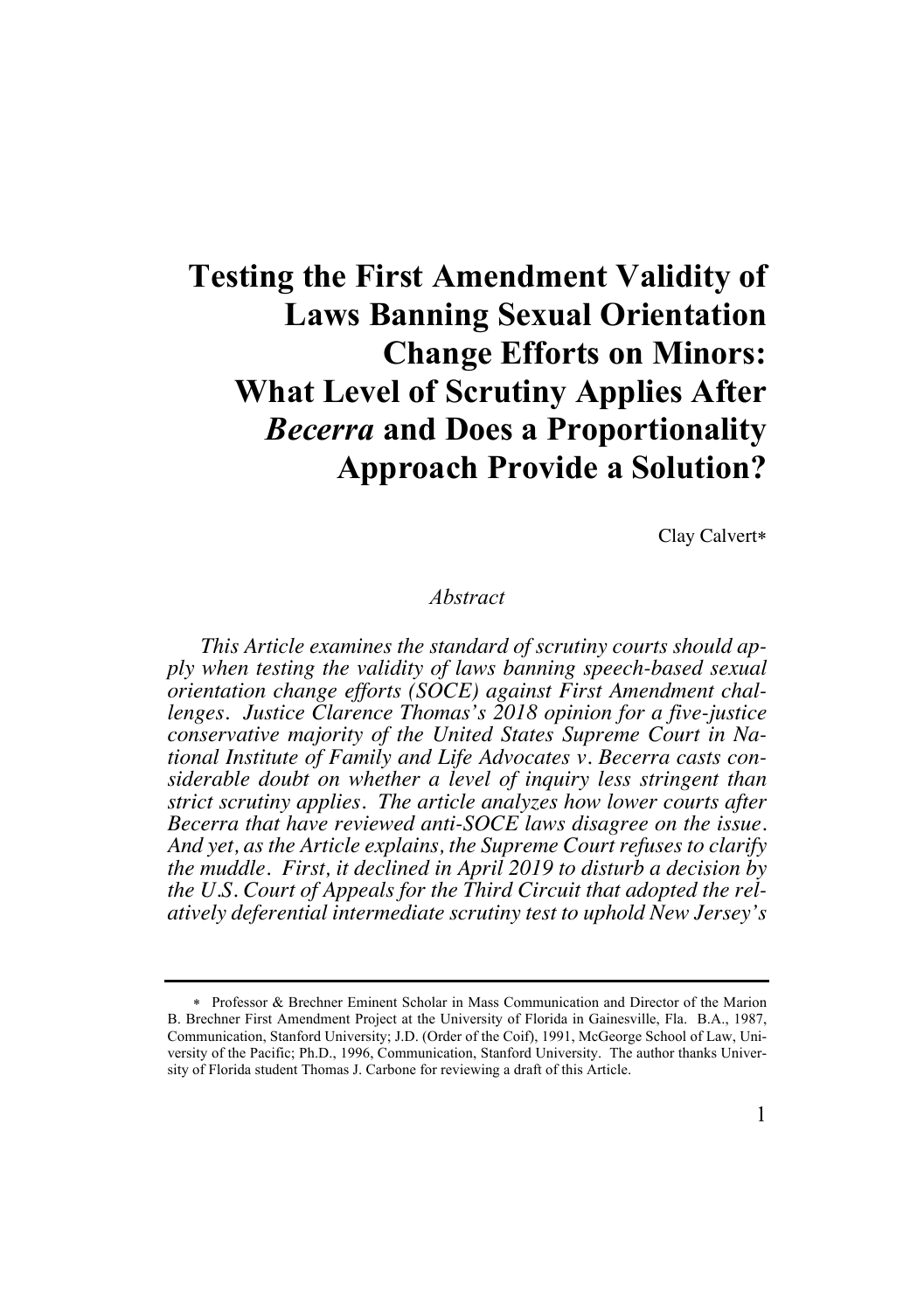# Testing the First Amendment Validity of Laws Banning Sexual Orientation Change Efforts on Minors: What Level of Scrutiny Applies After *Becerra* and Does a Proportionality Approach Provide a Solution?

Clay Calvert*

*Abstract*

*This Article examines the standard of scrutiny courts should apply when testing the validity of laws banning speech-based sexual orientation change efforts (SOCE) against First Amendment challenges. Justice Clarence Thomas's 2018 opinion for a five-justice conservative majority of the United States Supreme Court in National Institute of Family and Life Advocates v. Becerra casts considerable doubt on whether a level of inquiry less stringent than strict scrutiny applies. The article analyzes how lower courts after Becerra that have reviewed anti-SOCE laws disagree on the issue. And yet, as the Article explains, the Supreme Court refuses to clarify the muddle. First, it declined in April 2019 to disturb a decision by the U.S. Court of Appeals for the Third Circuit that adopted the relatively deferential intermediate scrutiny test to uphold New Jersey's*

---

\* Professor & Brechner Eminent Scholar in Mass Communication and Director of the Marion B. Brechner First Amendment Project at the University of Florida in Gainesville, Fla. B.A., 1987, Communication, Stanford University; J.D. (Order of the Coif), 1991, McGeorge School of Law, University of the Pacific; Ph.D., 1996, Communication, Stanford University. The author thanks University of Florida student Thomas J. Carbone for reviewing a draft of this Article.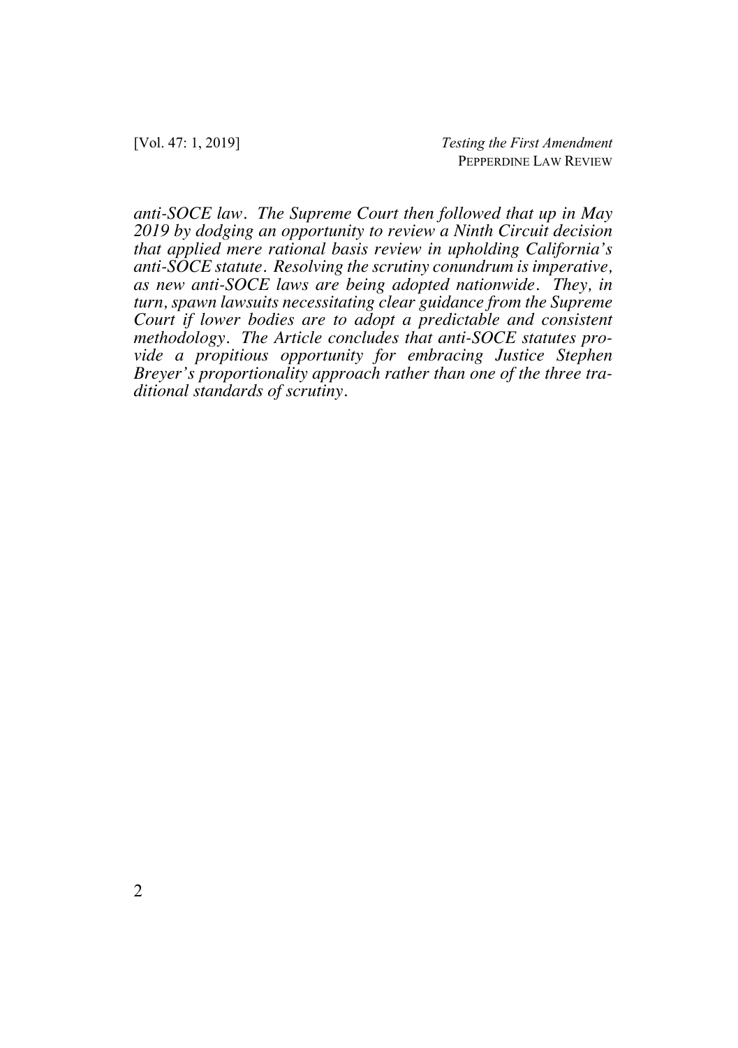*anti-SOCE law. The Supreme Court then followed that up in May 2019 by dodging an opportunity to review a Ninth Circuit decision that applied mere rational basis review in upholding California's anti-SOCE statute. Resolving the scrutiny conundrum is imperative, as new anti-SOCE laws are being adopted nationwide. They, in turn, spawn lawsuits necessitating clear guidance from the Supreme Court if lower bodies are to adopt a predictable and consistent methodology. The Article concludes that anti-SOCE statutes provide a propitious opportunity for embracing Justice Stephen Breyer's proportionality approach rather than one of the three traditional standards of scrutiny.*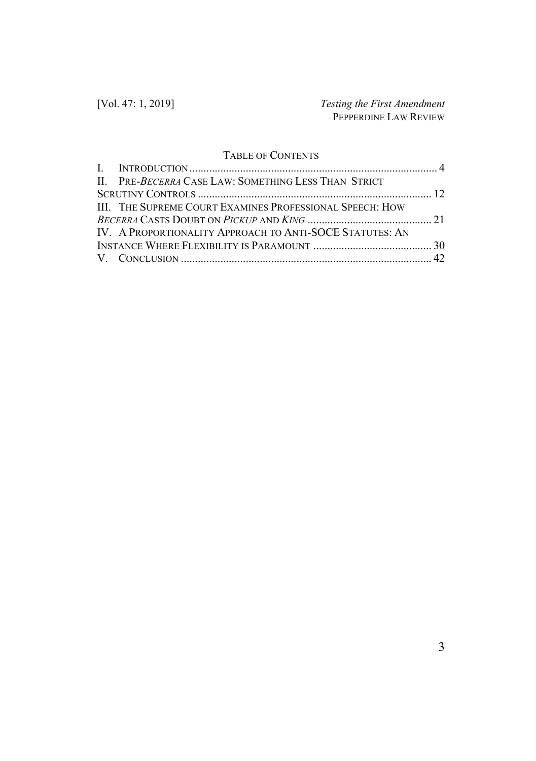## Table of Contents

I. Introduction ..... 4

II. Pre-*Becerra* Case Law: Something Less Than Strict Scrutiny Controls ..... 12

III. The Supreme Court Examines Professional Speech: How *Becerra* Casts Doubt on *Pickup* and *King* ..... 21

IV. A Proportionality Approach to Anti-SOCE Statutes: An Instance Where Flexibility is Paramount ..... 30

V. Conclusion ..... 42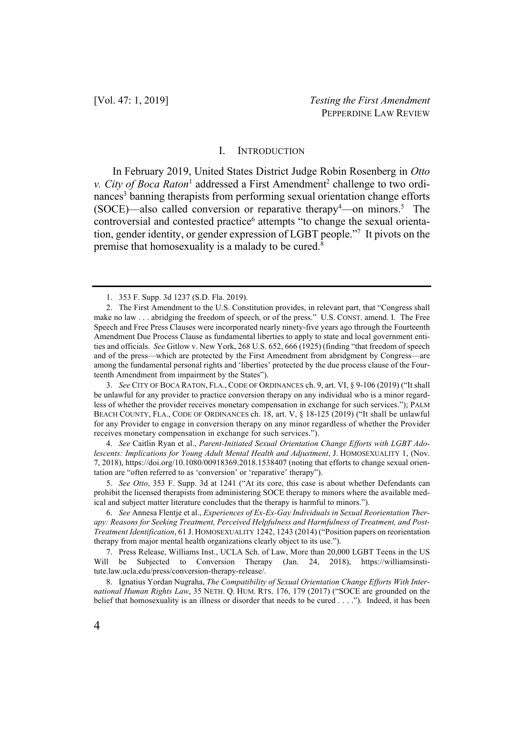## I. INTRODUCTION

In February 2019, United States District Judge Robin Rosenberg in *Otto v. City of Boca Raton*[1] addressed a First Amendment[2] challenge to two ordinances[3] banning therapists from performing sexual orientation change efforts (SOCE)—also called conversion or reparative therapy[4]—on minors.[5] The controversial and contested practice[6] attempts "to change the sexual orientation, gender identity, or gender expression of LGBT people."[7] It pivots on the premise that homosexuality is a malady to be cured.[8]

---

1. 353 F. Supp. 3d 1237 (S.D. Fla. 2019).

2. The First Amendment to the U.S. Constitution provides, in relevant part, that "Congress shall make no law . . . abridging the freedom of speech, or of the press." U.S. CONST. amend. I. The Free Speech and Free Press Clauses were incorporated nearly ninety-five years ago through the Fourteenth Amendment Due Process Clause as fundamental liberties to apply to state and local government entities and officials. *See* Gitlow v. New York, 268 U.S. 652, 666 (1925) (finding "that freedom of speech and of the press—which are protected by the First Amendment from abridgment by Congress—are among the fundamental personal rights and 'liberties' protected by the due process clause of the Fourteenth Amendment from impairment by the States").

3. *See* CITY OF BOCA RATON, FLA., CODE OF ORDINANCES ch. 9, art. VI, § 9-106 (2019) ("It shall be unlawful for any provider to practice conversion therapy on any individual who is a minor regardless of whether the provider receives monetary compensation in exchange for such services."); PALM BEACH COUNTY, FLA., CODE OF ORDINANCES ch. 18, art. V, § 18-125 (2019) ("It shall be unlawful for any Provider to engage in conversion therapy on any minor regardless of whether the Provider receives monetary compensation in exchange for such services.").

4. *See* Caitlin Ryan et al., *Parent-Initiated Sexual Orientation Change Efforts with LGBT Adolescents: Implications for Young Adult Mental Health and Adjustment*, J. HOMOSEXUALITY 1, (Nov. 7, 2018), https://doi.org/10.1080/00918369.2018.1538407 (noting that efforts to change sexual orientation are "often referred to as 'conversion' or 'reparative' therapy").

5. *See Otto*, 353 F. Supp. 3d at 1241 ("At its core, this case is about whether Defendants can prohibit the licensed therapists from administering SOCE therapy to minors where the available medical and subject matter literature concludes that the therapy is harmful to minors.").

6. *See* Annesa Flentje et al., *Experiences of Ex-Ex-Gay Individuals in Sexual Reorientation Therapy: Reasons for Seeking Treatment, Perceived Helpfulness and Harmfulness of Treatment, and Post-Treatment Identification*, 61 J. HOMOSEXUALITY 1242, 1243 (2014) ("Position papers on reorientation therapy from major mental health organizations clearly object to its use.").

7. Press Release, Williams Inst., UCLA Sch. of Law, More than 20,000 LGBT Teens in the US Will be Subjected to Conversion Therapy (Jan. 24, 2018), https://williamsinstitute.law.ucla.edu/press/conversion-therapy-release/.

8. Ignatius Yordan Nugraha, *The Compatibility of Sexual Orientation Change Efforts With International Human Rights Law*, 35 NETH. Q. HUM. RTS. 176, 179 (2017) ("SOCE are grounded on the belief that homosexuality is an illness or disorder that needs to be cured . . . ."). Indeed, it has been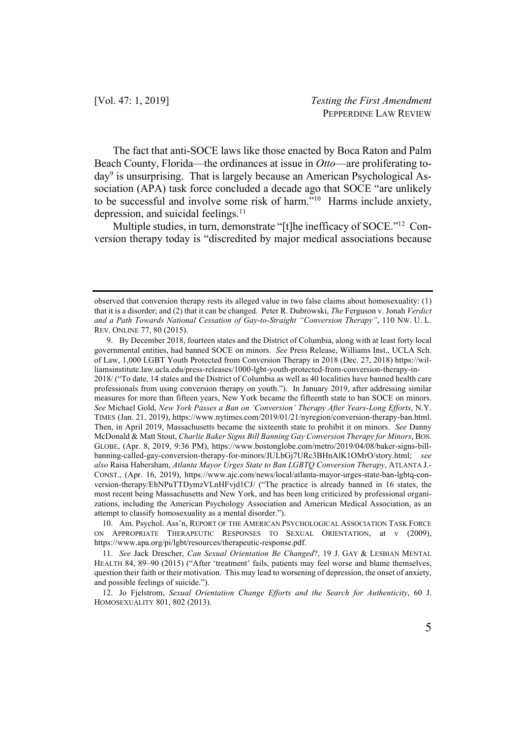The fact that anti-SOCE laws like those enacted by Boca Raton and Palm Beach County, Florida—the ordinances at issue in *Otto*—are proliferating today[9] is unsurprising. That is largely because an American Psychological Association (APA) task force concluded a decade ago that SOCE "are unlikely to be successful and involve some risk of harm."[10] Harms include anxiety, depression, and suicidal feelings.[11]

Multiple studies, in turn, demonstrate "[t]he inefficacy of SOCE."[12] Conversion therapy today is "discredited by major medical associations because

---

observed that conversion therapy rests its alleged value in two false claims about homosexuality: (1) that it is a disorder; and (2) that it can be changed. Peter R. Dubrowski, *The* Ferguson v. Jonah *Verdict and a Path Towards National Cessation of Gay-to-Straight "Conversion Therapy"*, 110 NW. U. L. REV. ONLINE 77, 80 (2015).

9. By December 2018, fourteen states and the District of Columbia, along with at least forty local governmental entities, had banned SOCE on minors. *See* Press Release, Williams Inst., UCLA Sch. of Law, 1,000 LGBT Youth Protected from Conversion Therapy in 2018 (Dec. 27, 2018) https://williamsinstitute.law.ucla.edu/press-releases/1000-lgbt-youth-protected-from-conversion-therapy-in-2018/ ("To date, 14 states and the District of Columbia as well as 40 localities have banned health care professionals from using conversion therapy on youth."). In January 2019, after addressing similar measures for more than fifteen years, New York became the fifteenth state to ban SOCE on minors. *See* Michael Gold, *New York Passes a Ban on 'Conversion' Therapy After Years-Long Efforts*, N.Y. TIMES (Jan. 21, 2019), https://www.nytimes.com/2019/01/21/nyregion/conversion-therapy-ban.html. Then, in April 2019, Massachusetts became the sixteenth state to prohibit it on minors. *See* Danny McDonald & Matt Stout, *Charlie Baker Signs Bill Banning Gay Conversion Therapy for Minors*, BOS. GLOBE, (Apr. 8, 2019, 9:36 PM), https://www.bostonglobe.com/metro/2019/04/08/baker-signs-bill-banning-called-gay-conversion-therapy-for-minors/JULbGj7URc3BHnAlK1OMrO/story.html; *see also* Raisa Habersham, *Atlanta Mayor Urges State to Ban LGBTQ Conversion Therapy*, ATLANTA J.-CONST., (Apr. 16, 2019), https://www.ajc.com/news/local/atlanta-mayor-urges-state-ban-lgbtq-conversion-therapy/EhNPuTTDymzVLnHFvjd1CJ/ ("The practice is already banned in 16 states, the most recent being Massachusetts and New York, and has been long criticized by professional organizations, including the American Psychology Association and American Medical Association, as an attempt to classify homosexuality as a mental disorder.").

10. Am. Psychol. Ass'n, REPORT OF THE AMERICAN PSYCHOLOGICAL ASSOCIATION TASK FORCE ON APPROPRIATE THERAPEUTIC RESPONSES TO SEXUAL ORIENTATION, at v (2009), https://www.apa.org/pi/lgbt/resources/therapeutic-response.pdf.

11. *See* Jack Drescher, *Can Sexual Orientation Be Changed*?, 19 J. GAY & LESBIAN MENTAL HEALTH 84, 89–90 (2015) ("After 'treatment' fails, patients may feel worse and blame themselves, question their faith or their motivation. This may lead to worsening of depression, the onset of anxiety, and possible feelings of suicide.").

12. Jo Fjelstrom, *Sexual Orientation Change Efforts and the Search for Authenticity*, 60 J. HOMOSEXUALITY 801, 802 (2013).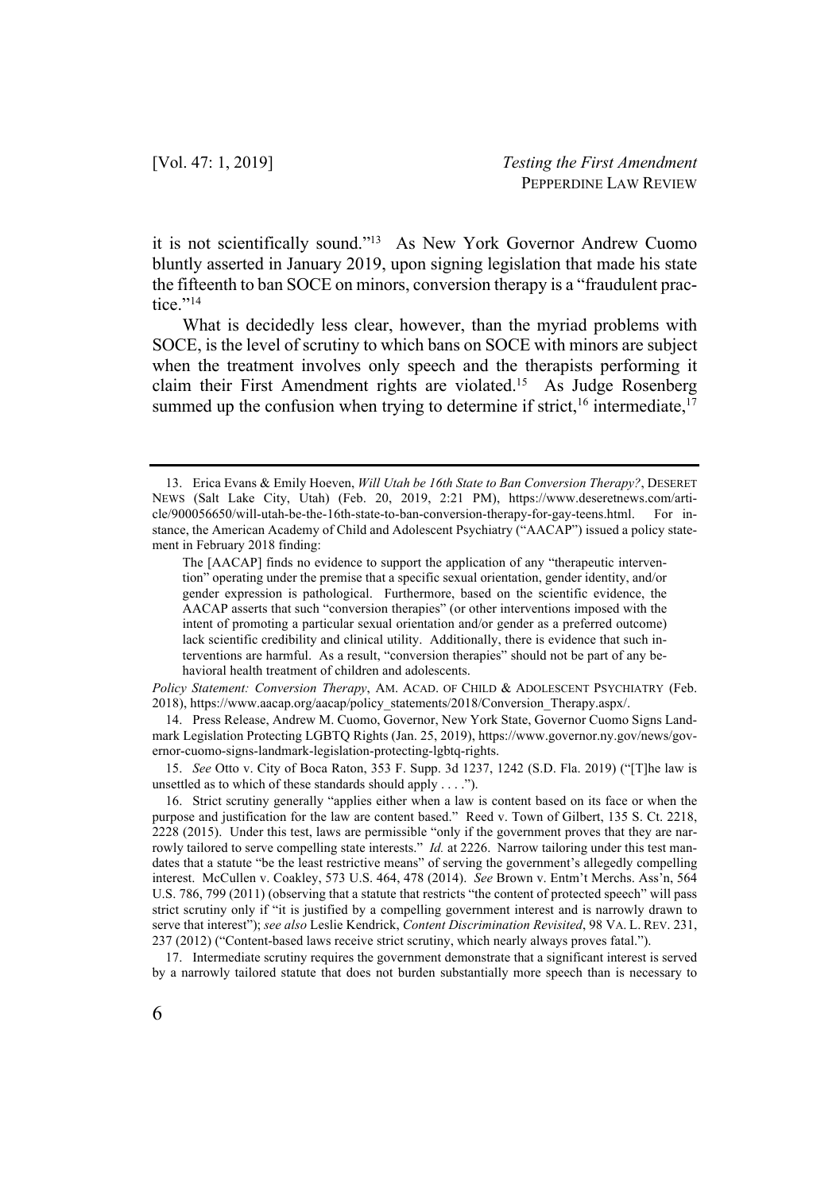it is not scientifically sound."[13] As New York Governor Andrew Cuomo bluntly asserted in January 2019, upon signing legislation that made his state the fifteenth to ban SOCE on minors, conversion therapy is a "fraudulent practice."[14]

What is decidedly less clear, however, than the myriad problems with SOCE, is the level of scrutiny to which bans on SOCE with minors are subject when the treatment involves only speech and the therapists performing it claim their First Amendment rights are violated.[15] As Judge Rosenberg summed up the confusion when trying to determine if strict,[16] intermediate,[17]

---

13. Erica Evans & Emily Hoeven, *Will Utah be 16th State to Ban Conversion Therapy?*, DESERET NEWS (Salt Lake City, Utah) (Feb. 20, 2019, 2:21 PM), https://www.deseretnews.com/article/900056650/will-utah-be-the-16th-state-to-ban-conversion-therapy-for-gay-teens.html. For instance, the American Academy of Child and Adolescent Psychiatry ("AACAP") issued a policy statement in February 2018 finding:

> The [AACAP] finds no evidence to support the application of any "therapeutic intervention" operating under the premise that a specific sexual orientation, gender identity, and/or gender expression is pathological. Furthermore, based on the scientific evidence, the AACAP asserts that such "conversion therapies" (or other interventions imposed with the intent of promoting a particular sexual orientation and/or gender as a preferred outcome) lack scientific credibility and clinical utility. Additionally, there is evidence that such interventions are harmful. As a result, "conversion therapies" should not be part of any behavioral health treatment of children and adolescents.

*Policy Statement: Conversion Therapy*, AM. ACAD. OF CHILD & ADOLESCENT PSYCHIATRY (Feb. 2018), https://www.aacap.org/aacap/policy_statements/2018/Conversion_Therapy.aspx/.

14. Press Release, Andrew M. Cuomo, Governor, New York State, Governor Cuomo Signs Landmark Legislation Protecting LGBTQ Rights (Jan. 25, 2019), https://www.governor.ny.gov/news/governor-cuomo-signs-landmark-legislation-protecting-lgbtq-rights.

15. *See* Otto v. City of Boca Raton, 353 F. Supp. 3d 1237, 1242 (S.D. Fla. 2019) ("[T]he law is unsettled as to which of these standards should apply . . . .").

16. Strict scrutiny generally "applies either when a law is content based on its face or when the purpose and justification for the law are content based." Reed v. Town of Gilbert, 135 S. Ct. 2218, 2228 (2015). Under this test, laws are permissible "only if the government proves that they are narrowly tailored to serve compelling state interests." *Id.* at 2226. Narrow tailoring under this test mandates that a statute "be the least restrictive means" of serving the government's allegedly compelling interest. McCullen v. Coakley, 573 U.S. 464, 478 (2014). *See* Brown v. Entm't Merchs. Ass'n, 564 U.S. 786, 799 (2011) (observing that a statute that restricts "the content of protected speech" will pass strict scrutiny only if "it is justified by a compelling government interest and is narrowly drawn to serve that interest"); *see also* Leslie Kendrick, *Content Discrimination Revisited*, 98 VA. L. REV. 231, 237 (2012) ("Content-based laws receive strict scrutiny, which nearly always proves fatal.").

17. Intermediate scrutiny requires the government demonstrate that a significant interest is served by a narrowly tailored statute that does not burden substantially more speech than is necessary to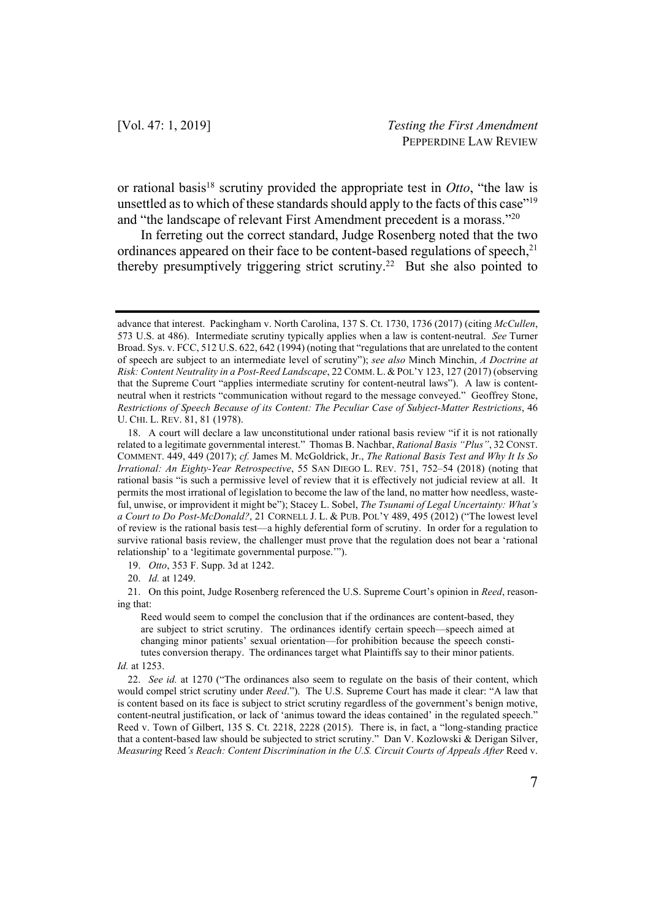or rational basis[18] scrutiny provided the appropriate test in *Otto*, "the law is unsettled as to which of these standards should apply to the facts of this case"[19] and "the landscape of relevant First Amendment precedent is a morass."[20]

In ferreting out the correct standard, Judge Rosenberg noted that the two ordinances appeared on their face to be content-based regulations of speech,[21] thereby presumptively triggering strict scrutiny.[22] But she also pointed to

---

advance that interest. Packingham v. North Carolina, 137 S. Ct. 1730, 1736 (2017) (citing *McCullen*, 573 U.S. at 486). Intermediate scrutiny typically applies when a law is content-neutral. *See* Turner Broad. Sys. v. FCC, 512 U.S. 622, 642 (1994) (noting that "regulations that are unrelated to the content of speech are subject to an intermediate level of scrutiny"); *see also* Minch Minchin, *A Doctrine at Risk: Content Neutrality in a Post-Reed Landscape*, 22 COMM. L. & POL'Y 123, 127 (2017) (observing that the Supreme Court "applies intermediate scrutiny for content-neutral laws"). A law is content-neutral when it restricts "communication without regard to the message conveyed." Geoffrey Stone, *Restrictions of Speech Because of its Content: The Peculiar Case of Subject-Matter Restrictions*, 46 U. CHI. L. REV. 81, 81 (1978).

18. A court will declare a law unconstitutional under rational basis review "if it is not rationally related to a legitimate governmental interest." Thomas B. Nachbar, *Rational Basis "Plus"*, 32 CONST. COMMENT. 449, 449 (2017); *cf.* James M. McGoldrick, Jr., *The Rational Basis Test and Why It Is So Irrational: An Eighty-Year Retrospective*, 55 SAN DIEGO L. REV. 751, 752–54 (2018) (noting that rational basis "is such a permissive level of review that it is effectively not judicial review at all. It permits the most irrational of legislation to become the law of the land, no matter how needless, wasteful, unwise, or improvident it might be"); Stacey L. Sobel, *The Tsunami of Legal Uncertainty: What's a Court to Do Post-McDonald?*, 21 CORNELL J. L. & PUB. POL'Y 489, 495 (2012) ("The lowest level of review is the rational basis test—a highly deferential form of scrutiny. In order for a regulation to survive rational basis review, the challenger must prove that the regulation does not bear a 'rational relationship' to a 'legitimate governmental purpose.'").

19. *Otto*, 353 F. Supp. 3d at 1242.

20. *Id.* at 1249.

21. On this point, Judge Rosenberg referenced the U.S. Supreme Court's opinion in *Reed*, reasoning that:

> Reed would seem to compel the conclusion that if the ordinances are content-based, they are subject to strict scrutiny. The ordinances identify certain speech—speech aimed at changing minor patients' sexual orientation—for prohibition because the speech constitutes conversion therapy. The ordinances target what Plaintiffs say to their minor patients.

*Id.* at 1253.

22. *See id.* at 1270 ("The ordinances also seem to regulate on the basis of their content, which would compel strict scrutiny under *Reed*."). The U.S. Supreme Court has made it clear: "A law that is content based on its face is subject to strict scrutiny regardless of the government's benign motive, content-neutral justification, or lack of 'animus toward the ideas contained' in the regulated speech." Reed v. Town of Gilbert, 135 S. Ct. 2218, 2228 (2015). There is, in fact, a "long-standing practice that a content-based law should be subjected to strict scrutiny." Dan V. Kozlowski & Derigan Silver, *Measuring* Reed*'s Reach: Content Discrimination in the U.S. Circuit Courts of Appeals After* Reed v.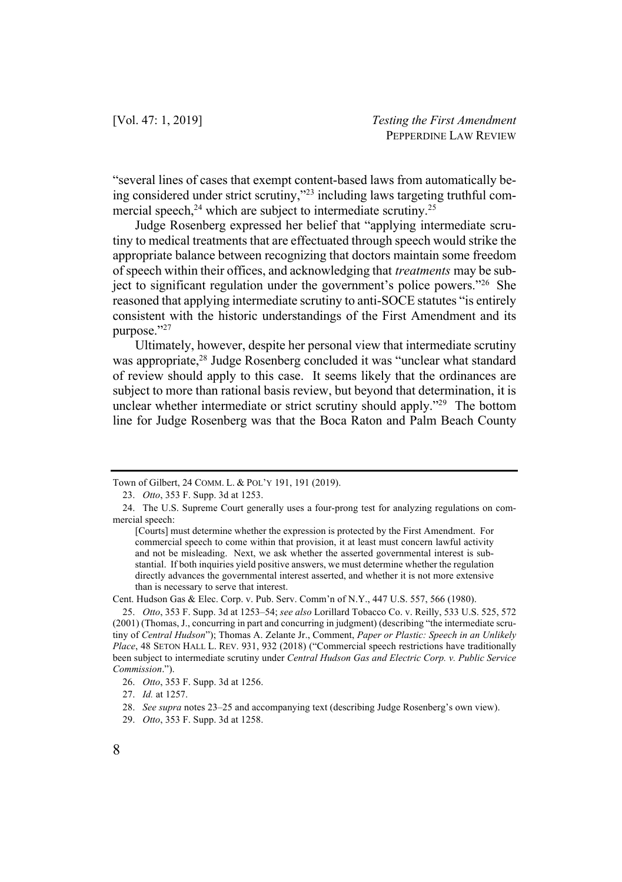"several lines of cases that exempt content-based laws from automatically being considered under strict scrutiny,"[23] including laws targeting truthful commercial speech,[24] which are subject to intermediate scrutiny.[25]

Judge Rosenberg expressed her belief that "applying intermediate scrutiny to medical treatments that are effectuated through speech would strike the appropriate balance between recognizing that doctors maintain some freedom of speech within their offices, and acknowledging that *treatments* may be subject to significant regulation under the government's police powers."[26] She reasoned that applying intermediate scrutiny to anti-SOCE statutes "is entirely consistent with the historic understandings of the First Amendment and its purpose."[27]

Ultimately, however, despite her personal view that intermediate scrutiny was appropriate,[28] Judge Rosenberg concluded it was "unclear what standard of review should apply to this case. It seems likely that the ordinances are subject to more than rational basis review, but beyond that determination, it is unclear whether intermediate or strict scrutiny should apply."[29] The bottom line for Judge Rosenberg was that the Boca Raton and Palm Beach County

---

Town of Gilbert, 24 COMM. L. & POL'Y 191, 191 (2019).

23. *Otto*, 353 F. Supp. 3d at 1253.

24. The U.S. Supreme Court generally uses a four-prong test for analyzing regulations on commercial speech:

> [Courts] must determine whether the expression is protected by the First Amendment. For commercial speech to come within that provision, it at least must concern lawful activity and not be misleading. Next, we ask whether the asserted governmental interest is substantial. If both inquiries yield positive answers, we must determine whether the regulation directly advances the governmental interest asserted, and whether it is not more extensive than is necessary to serve that interest.

Cent. Hudson Gas & Elec. Corp. v. Pub. Serv. Comm'n of N.Y., 447 U.S. 557, 566 (1980).

25. *Otto*, 353 F. Supp. 3d at 1253–54; *see also* Lorillard Tobacco Co. v. Reilly, 533 U.S. 525, 572 (2001) (Thomas, J., concurring in part and concurring in judgment) (describing "the intermediate scrutiny of *Central Hudson*"); Thomas A. Zelante Jr., Comment, *Paper or Plastic: Speech in an Unlikely Place*, 48 SETON HALL L. REV. 931, 932 (2018) ("Commercial speech restrictions have traditionally been subject to intermediate scrutiny under *Central Hudson Gas and Electric Corp. v. Public Service Commission*.").

26. *Otto*, 353 F. Supp. 3d at 1256.

27. *Id.* at 1257.

28. *See supra* notes 23–25 and accompanying text (describing Judge Rosenberg's own view).

29. *Otto*, 353 F. Supp. 3d at 1258.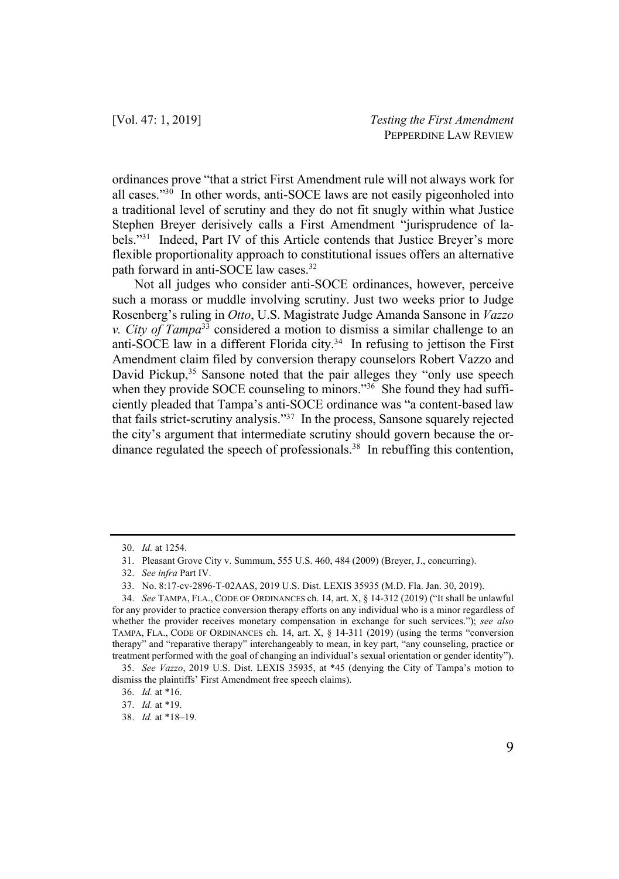ordinances prove "that a strict First Amendment rule will not always work for all cases."[30] In other words, anti-SOCE laws are not easily pigeonholed into a traditional level of scrutiny and they do not fit snugly within what Justice Stephen Breyer derisively calls a First Amendment "jurisprudence of labels."[31] Indeed, Part IV of this Article contends that Justice Breyer's more flexible proportionality approach to constitutional issues offers an alternative path forward in anti-SOCE law cases.[32]

Not all judges who consider anti-SOCE ordinances, however, perceive such a morass or muddle involving scrutiny. Just two weeks prior to Judge Rosenberg's ruling in *Otto*, U.S. Magistrate Judge Amanda Sansone in *Vazzo v. City of Tampa*[33] considered a motion to dismiss a similar challenge to an anti-SOCE law in a different Florida city.[34] In refusing to jettison the First Amendment claim filed by conversion therapy counselors Robert Vazzo and David Pickup,[35] Sansone noted that the pair alleges they "only use speech when they provide SOCE counseling to minors."[36] She found they had sufficiently pleaded that Tampa's anti-SOCE ordinance was "a content-based law that fails strict-scrutiny analysis."[37] In the process, Sansone squarely rejected the city's argument that intermediate scrutiny should govern because the ordinance regulated the speech of professionals.[38] In rebuffing this contention,

---

30. *Id.* at 1254.

31. Pleasant Grove City v. Summum, 555 U.S. 460, 484 (2009) (Breyer, J., concurring).

32. *See infra* Part IV.

33. No. 8:17-cv-2896-T-02AAS, 2019 U.S. Dist. LEXIS 35935 (M.D. Fla. Jan. 30, 2019).

34. *See* TAMPA, FLA., CODE OF ORDINANCES ch. 14, art. X, § 14-312 (2019) ("It shall be unlawful for any provider to practice conversion therapy efforts on any individual who is a minor regardless of whether the provider receives monetary compensation in exchange for such services."); *see also* TAMPA, FLA., CODE OF ORDINANCES ch. 14, art. X, § 14-311 (2019) (using the terms "conversion therapy" and "reparative therapy" interchangeably to mean, in key part, "any counseling, practice or treatment performed with the goal of changing an individual's sexual orientation or gender identity").

35. *See Vazzo*, 2019 U.S. Dist. LEXIS 35935, at *45 (denying the City of Tampa's motion to dismiss the plaintiffs' First Amendment free speech claims).

36. *Id.* at *16.

37. *Id.* at *19.

38. *Id.* at *18–19.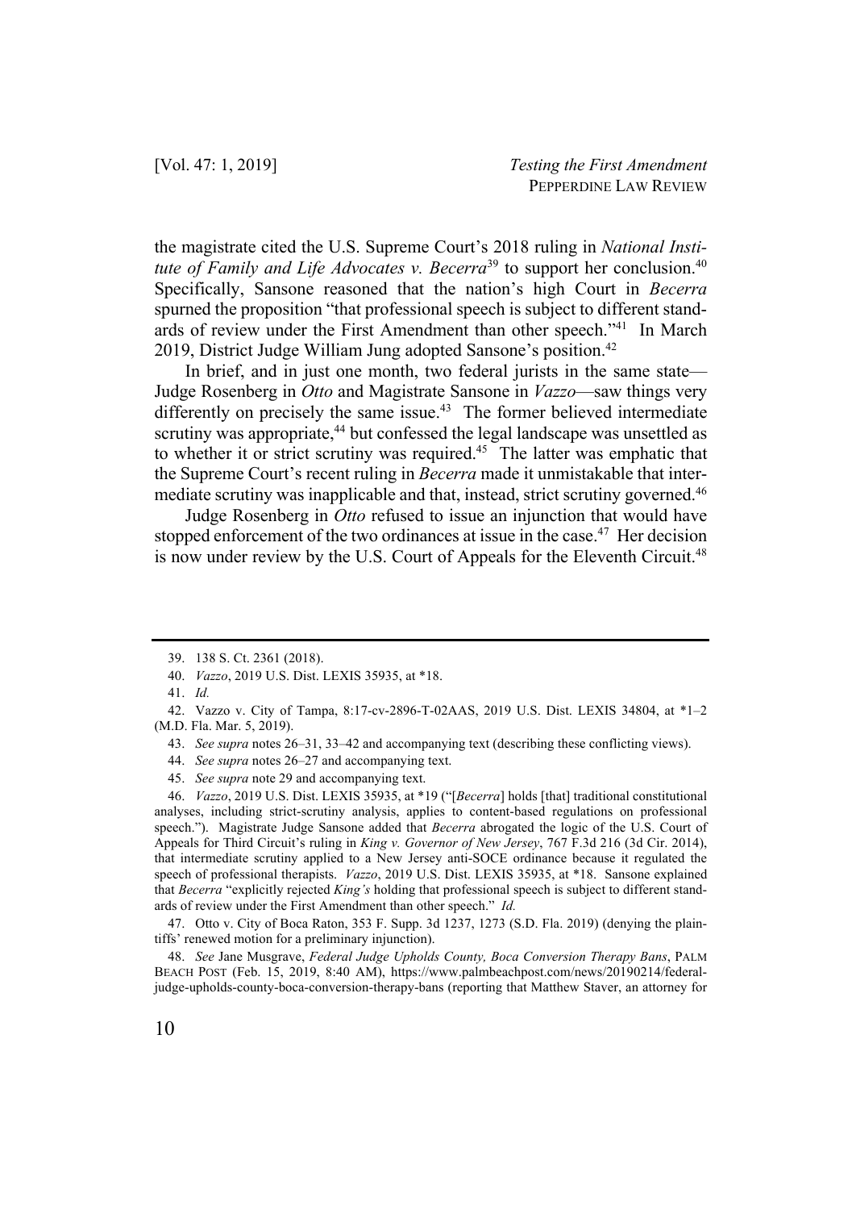the magistrate cited the U.S. Supreme Court's 2018 ruling in *National Institute of Family and Life Advocates v. Becerra*[39] to support her conclusion.[40] Specifically, Sansone reasoned that the nation's high Court in *Becerra* spurned the proposition "that professional speech is subject to different standards of review under the First Amendment than other speech."[41] In March 2019, District Judge William Jung adopted Sansone's position.[42]

In brief, and in just one month, two federal jurists in the same state—Judge Rosenberg in *Otto* and Magistrate Sansone in *Vazzo*—saw things very differently on precisely the same issue.[43] The former believed intermediate scrutiny was appropriate,[44] but confessed the legal landscape was unsettled as to whether it or strict scrutiny was required.[45] The latter was emphatic that the Supreme Court's recent ruling in *Becerra* made it unmistakable that intermediate scrutiny was inapplicable and that, instead, strict scrutiny governed.[46]

Judge Rosenberg in *Otto* refused to issue an injunction that would have stopped enforcement of the two ordinances at issue in the case.[47] Her decision is now under review by the U.S. Court of Appeals for the Eleventh Circuit.[48]

---

39. 138 S. Ct. 2361 (2018).

40. *Vazzo*, 2019 U.S. Dist. LEXIS 35935, at *18.

41. *Id.*

42. Vazzo v. City of Tampa, 8:17-cv-2896-T-02AAS, 2019 U.S. Dist. LEXIS 34804, at *1–2 (M.D. Fla. Mar. 5, 2019).

43. *See supra* notes 26–31, 33–42 and accompanying text (describing these conflicting views).

44. *See supra* notes 26–27 and accompanying text.

45. *See supra* note 29 and accompanying text.

46. *Vazzo*, 2019 U.S. Dist. LEXIS 35935, at *19 ("[*Becerra*] holds [that] traditional constitutional analyses, including strict-scrutiny analysis, applies to content-based regulations on professional speech."). Magistrate Judge Sansone added that *Becerra* abrogated the logic of the U.S. Court of Appeals for Third Circuit's ruling in *King v. Governor of New Jersey*, 767 F.3d 216 (3d Cir. 2014), that intermediate scrutiny applied to a New Jersey anti-SOCE ordinance because it regulated the speech of professional therapists. *Vazzo*, 2019 U.S. Dist. LEXIS 35935, at *18. Sansone explained that *Becerra* "explicitly rejected *King's* holding that professional speech is subject to different standards of review under the First Amendment than other speech." *Id.*

47. Otto v. City of Boca Raton, 353 F. Supp. 3d 1237, 1273 (S.D. Fla. 2019) (denying the plaintiffs' renewed motion for a preliminary injunction).

48. *See* Jane Musgrave, *Federal Judge Upholds County, Boca Conversion Therapy Bans*, PALM BEACH POST (Feb. 15, 2019, 8:40 AM), https://www.palmbeachpost.com/news/20190214/federal-judge-upholds-county-boca-conversion-therapy-bans (reporting that Matthew Staver, an attorney for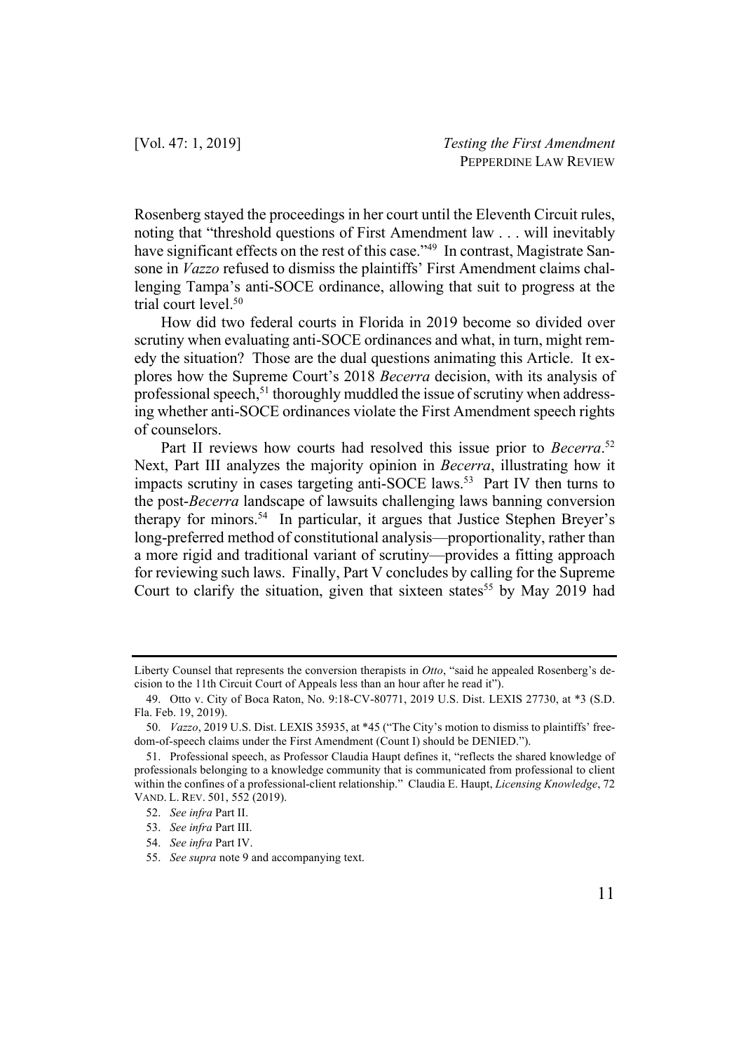Rosenberg stayed the proceedings in her court until the Eleventh Circuit rules, noting that "threshold questions of First Amendment law . . . will inevitably have significant effects on the rest of this case."[49] In contrast, Magistrate Sansone in *Vazzo* refused to dismiss the plaintiffs' First Amendment claims challenging Tampa's anti-SOCE ordinance, allowing that suit to progress at the trial court level.[50]

How did two federal courts in Florida in 2019 become so divided over scrutiny when evaluating anti-SOCE ordinances and what, in turn, might remedy the situation? Those are the dual questions animating this Article. It explores how the Supreme Court's 2018 *Becerra* decision, with its analysis of professional speech,[51] thoroughly muddled the issue of scrutiny when addressing whether anti-SOCE ordinances violate the First Amendment speech rights of counselors.

Part II reviews how courts had resolved this issue prior to *Becerra*.[52] Next, Part III analyzes the majority opinion in *Becerra*, illustrating how it impacts scrutiny in cases targeting anti-SOCE laws.[53] Part IV then turns to the post-*Becerra* landscape of lawsuits challenging laws banning conversion therapy for minors.[54] In particular, it argues that Justice Stephen Breyer's long-preferred method of constitutional analysis—proportionality, rather than a more rigid and traditional variant of scrutiny—provides a fitting approach for reviewing such laws. Finally, Part V concludes by calling for the Supreme Court to clarify the situation, given that sixteen states[55] by May 2019 had

---

Liberty Counsel that represents the conversion therapists in *Otto*, "said he appealed Rosenberg's decision to the 11th Circuit Court of Appeals less than an hour after he read it").

49. Otto v. City of Boca Raton, No. 9:18-CV-80771, 2019 U.S. Dist. LEXIS 27730, at *3 (S.D. Fla. Feb. 19, 2019).

50. *Vazzo*, 2019 U.S. Dist. LEXIS 35935, at *45 ("The City's motion to dismiss to plaintiffs' freedom-of-speech claims under the First Amendment (Count I) should be DENIED.").

51. Professional speech, as Professor Claudia Haupt defines it, "reflects the shared knowledge of professionals belonging to a knowledge community that is communicated from professional to client within the confines of a professional-client relationship." Claudia E. Haupt, *Licensing Knowledge*, 72 VAND. L. REV. 501, 552 (2019).

52. *See infra* Part II.

53. *See infra* Part III.

54. *See infra* Part IV.

55. *See supra* note 9 and accompanying text.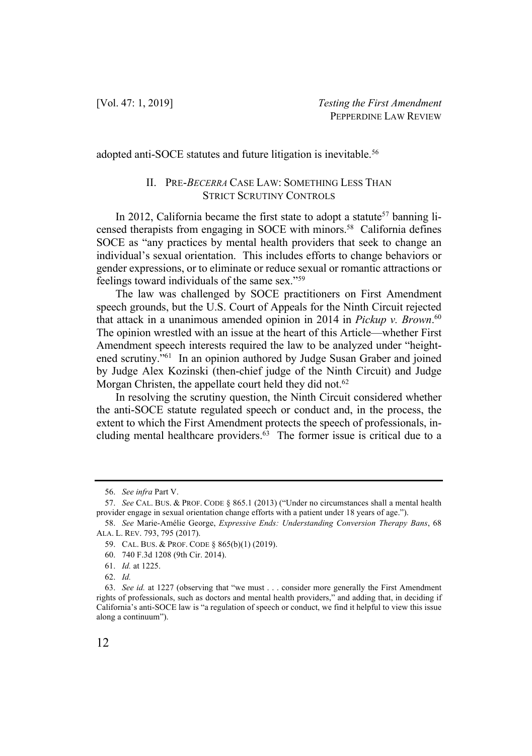adopted anti-SOCE statutes and future litigation is inevitable.[56]

## II. PRE-*BECERRA* CASE LAW: SOMETHING LESS THAN STRICT SCRUTINY CONTROLS

In 2012, California became the first state to adopt a statute[57] banning licensed therapists from engaging in SOCE with minors.[58] California defines SOCE as "any practices by mental health providers that seek to change an individual's sexual orientation. This includes efforts to change behaviors or gender expressions, or to eliminate or reduce sexual or romantic attractions or feelings toward individuals of the same sex."[59]

The law was challenged by SOCE practitioners on First Amendment speech grounds, but the U.S. Court of Appeals for the Ninth Circuit rejected that attack in a unanimous amended opinion in 2014 in *Pickup v. Brown*.[60] The opinion wrestled with an issue at the heart of this Article—whether First Amendment speech interests required the law to be analyzed under "heightened scrutiny."[61] In an opinion authored by Judge Susan Graber and joined by Judge Alex Kozinski (then-chief judge of the Ninth Circuit) and Judge Morgan Christen, the appellate court held they did not.[62]

In resolving the scrutiny question, the Ninth Circuit considered whether the anti-SOCE statute regulated speech or conduct and, in the process, the extent to which the First Amendment protects the speech of professionals, including mental healthcare providers.[63] The former issue is critical due to a

---

56. *See infra* Part V.

57. *See* CAL. BUS. & PROF. CODE § 865.1 (2013) ("Under no circumstances shall a mental health provider engage in sexual orientation change efforts with a patient under 18 years of age.").

58. *See* Marie-Amélie George, *Expressive Ends: Understanding Conversion Therapy Bans*, 68 ALA. L. REV. 793, 795 (2017).

59. CAL. BUS. & PROF. CODE § 865(b)(1) (2019).

60. 740 F.3d 1208 (9th Cir. 2014).

61. *Id.* at 1225.

62. *Id.*

63. *See id.* at 1227 (observing that "we must . . . consider more generally the First Amendment rights of professionals, such as doctors and mental health providers," and adding that, in deciding if California's anti-SOCE law is "a regulation of speech or conduct, we find it helpful to view this issue along a continuum").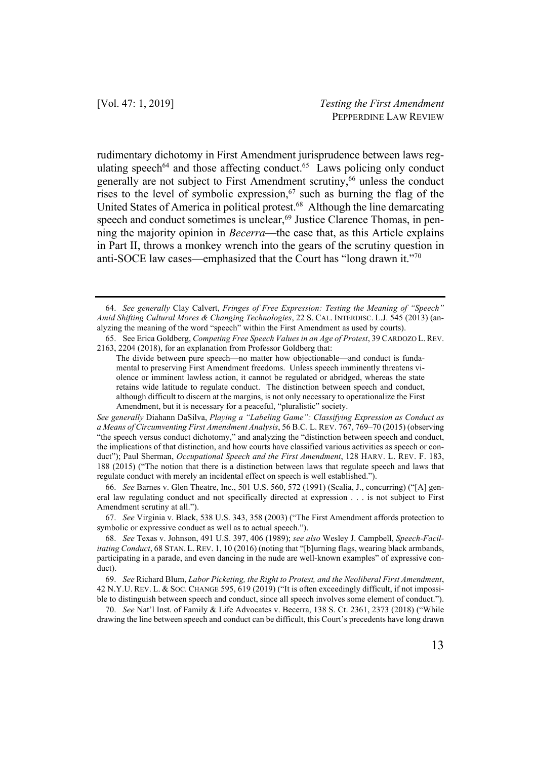rudimentary dichotomy in First Amendment jurisprudence between laws regulating speech[64] and those affecting conduct.[65] Laws policing only conduct generally are not subject to First Amendment scrutiny,[66] unless the conduct rises to the level of symbolic expression,[67] such as burning the flag of the United States of America in political protest.[68] Although the line demarcating speech and conduct sometimes is unclear,[69] Justice Clarence Thomas, in penning the majority opinion in *Becerra*—the case that, as this Article explains in Part II, throws a monkey wrench into the gears of the scrutiny question in anti-SOCE law cases—emphasized that the Court has "long drawn it."[70]

---

64. *See generally* Clay Calvert, *Fringes of Free Expression: Testing the Meaning of "Speech" Amid Shifting Cultural Mores & Changing Technologies*, 22 S. CAL. INTERDISC. L.J. 545 (2013) (analyzing the meaning of the word "speech" within the First Amendment as used by courts).

65. See Erica Goldberg, *Competing Free Speech Values in an Age of Protest*, 39 CARDOZO L. REV. 2163, 2204 (2018), for an explanation from Professor Goldberg that:

> The divide between pure speech—no matter how objectionable—and conduct is fundamental to preserving First Amendment freedoms. Unless speech imminently threatens violence or imminent lawless action, it cannot be regulated or abridged, whereas the state retains wide latitude to regulate conduct. The distinction between speech and conduct, although difficult to discern at the margins, is not only necessary to operationalize the First Amendment, but it is necessary for a peaceful, "pluralistic" society.

*See generally* Diahann DaSilva, *Playing a "Labeling Game": Classifying Expression as Conduct as a Means of Circumventing First Amendment Analysis*, 56 B.C. L. REV. 767, 769–70 (2015) (observing "the speech versus conduct dichotomy," and analyzing the "distinction between speech and conduct, the implications of that distinction, and how courts have classified various activities as speech or conduct"); Paul Sherman, *Occupational Speech and the First Amendment*, 128 HARV. L. REV. F. 183, 188 (2015) ("The notion that there is a distinction between laws that regulate speech and laws that regulate conduct with merely an incidental effect on speech is well established.").

66. *See* Barnes v. Glen Theatre, Inc., 501 U.S. 560, 572 (1991) (Scalia, J., concurring) ("[A] general law regulating conduct and not specifically directed at expression . . . is not subject to First Amendment scrutiny at all.").

67. *See* Virginia v. Black, 538 U.S. 343, 358 (2003) ("The First Amendment affords protection to symbolic or expressive conduct as well as to actual speech.").

68. *See* Texas v. Johnson, 491 U.S. 397, 406 (1989); *see also* Wesley J. Campbell, *Speech-Facilitating Conduct*, 68 STAN. L. REV. 1, 10 (2016) (noting that "[b]urning flags, wearing black armbands, participating in a parade, and even dancing in the nude are well-known examples" of expressive conduct).

69. *See* Richard Blum, *Labor Picketing, the Right to Protest, and the Neoliberal First Amendment*, 42 N.Y.U. REV. L. & SOC. CHANGE 595, 619 (2019) ("It is often exceedingly difficult, if not impossible to distinguish between speech and conduct, since all speech involves some element of conduct.").

70. *See* Nat'l Inst. of Family & Life Advocates v. Becerra, 138 S. Ct. 2361, 2373 (2018) ("While drawing the line between speech and conduct can be difficult, this Court's precedents have long drawn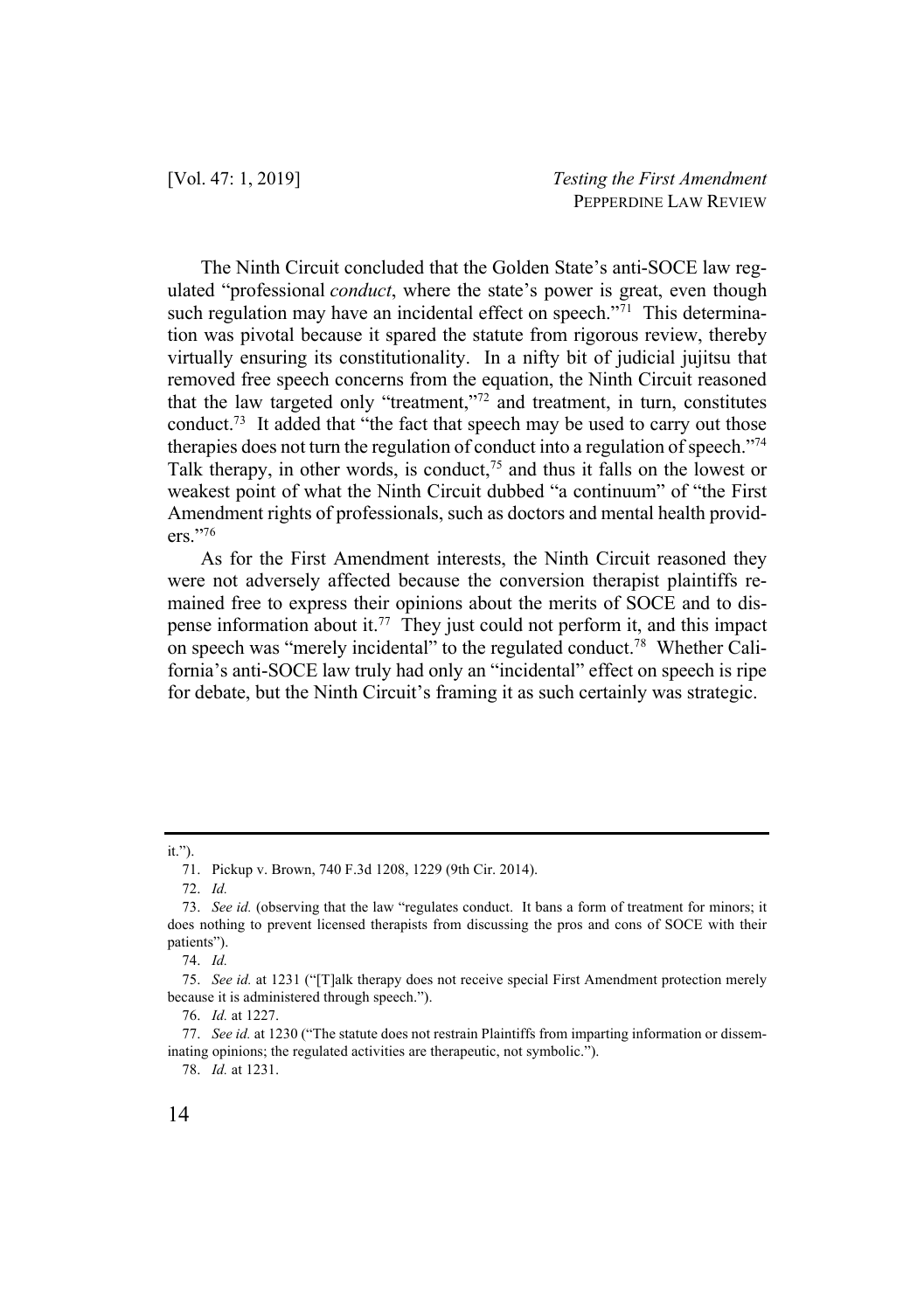The Ninth Circuit concluded that the Golden State's anti-SOCE law regulated "professional *conduct*, where the state's power is great, even though such regulation may have an incidental effect on speech."[71] This determination was pivotal because it spared the statute from rigorous review, thereby virtually ensuring its constitutionality. In a nifty bit of judicial jujitsu that removed free speech concerns from the equation, the Ninth Circuit reasoned that the law targeted only "treatment,"[72] and treatment, in turn, constitutes conduct.[73] It added that "the fact that speech may be used to carry out those therapies does not turn the regulation of conduct into a regulation of speech."[74] Talk therapy, in other words, is conduct,[75] and thus it falls on the lowest or weakest point of what the Ninth Circuit dubbed "a continuum" of "the First Amendment rights of professionals, such as doctors and mental health providers."[76]

As for the First Amendment interests, the Ninth Circuit reasoned they were not adversely affected because the conversion therapist plaintiffs remained free to express their opinions about the merits of SOCE and to dispense information about it.[77] They just could not perform it, and this impact on speech was "merely incidental" to the regulated conduct.[78] Whether California's anti-SOCE law truly had only an "incidental" effect on speech is ripe for debate, but the Ninth Circuit's framing it as such certainly was strategic.

---

it.").

71. Pickup v. Brown, 740 F.3d 1208, 1229 (9th Cir. 2014).

72. *Id.*

73. *See id.* (observing that the law "regulates conduct. It bans a form of treatment for minors; it does nothing to prevent licensed therapists from discussing the pros and cons of SOCE with their patients").

74. *Id.*

75. *See id.* at 1231 ("[T]alk therapy does not receive special First Amendment protection merely because it is administered through speech.").

76. *Id.* at 1227.

77. *See id.* at 1230 ("The statute does not restrain Plaintiffs from imparting information or disseminating opinions; the regulated activities are therapeutic, not symbolic.").

78. *Id.* at 1231.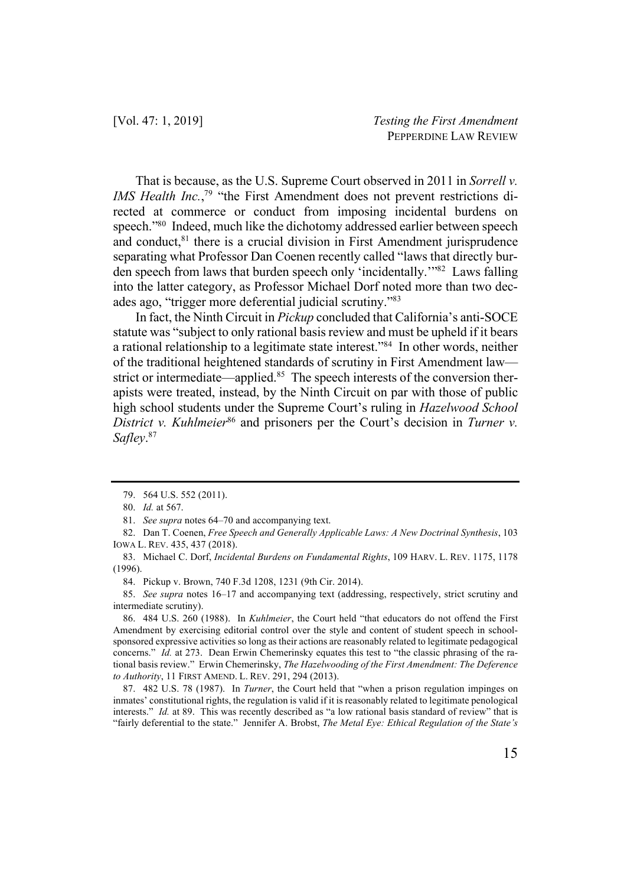That is because, as the U.S. Supreme Court observed in 2011 in *Sorrell v. IMS Health Inc.*,[79] "the First Amendment does not prevent restrictions directed at commerce or conduct from imposing incidental burdens on speech."[80] Indeed, much like the dichotomy addressed earlier between speech and conduct,[81] there is a crucial division in First Amendment jurisprudence separating what Professor Dan Coenen recently called "laws that directly burden speech from laws that burden speech only 'incidentally.'"[82] Laws falling into the latter category, as Professor Michael Dorf noted more than two decades ago, "trigger more deferential judicial scrutiny."[83]

In fact, the Ninth Circuit in *Pickup* concluded that California's anti-SOCE statute was "subject to only rational basis review and must be upheld if it bears a rational relationship to a legitimate state interest."[84] In other words, neither of the traditional heightened standards of scrutiny in First Amendment law—strict or intermediate—applied.[85] The speech interests of the conversion therapists were treated, instead, by the Ninth Circuit on par with those of public high school students under the Supreme Court's ruling in *Hazelwood School District v. Kuhlmeier*[86] and prisoners per the Court's decision in *Turner v. Safley*.[87]

---

79. 564 U.S. 552 (2011).

80. *Id.* at 567.

81. *See supra* notes 64–70 and accompanying text.

82. Dan T. Coenen, *Free Speech and Generally Applicable Laws: A New Doctrinal Synthesis*, 103 IOWA L. REV. 435, 437 (2018).

83. Michael C. Dorf, *Incidental Burdens on Fundamental Rights*, 109 HARV. L. REV. 1175, 1178 (1996).

84. Pickup v. Brown, 740 F.3d 1208, 1231 (9th Cir. 2014).

85. *See supra* notes 16–17 and accompanying text (addressing, respectively, strict scrutiny and intermediate scrutiny).

86. 484 U.S. 260 (1988). In *Kuhlmeier*, the Court held "that educators do not offend the First Amendment by exercising editorial control over the style and content of student speech in school-sponsored expressive activities so long as their actions are reasonably related to legitimate pedagogical concerns." *Id.* at 273. Dean Erwin Chemerinsky equates this test to "the classic phrasing of the rational basis review." Erwin Chemerinsky, *The Hazelwooding of the First Amendment: The Deference to Authority*, 11 FIRST AMEND. L. REV. 291, 294 (2013).

87. 482 U.S. 78 (1987). In *Turner*, the Court held that "when a prison regulation impinges on inmates' constitutional rights, the regulation is valid if it is reasonably related to legitimate penological interests." *Id.* at 89. This was recently described as "a low rational basis standard of review" that is "fairly deferential to the state." Jennifer A. Brobst, *The Metal Eye: Ethical Regulation of the State's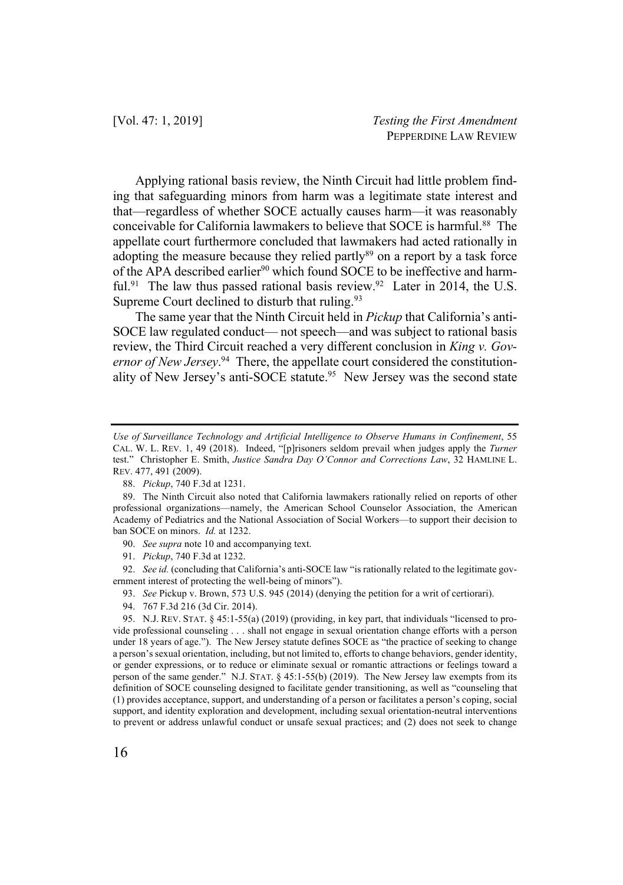Applying rational basis review, the Ninth Circuit had little problem finding that safeguarding minors from harm was a legitimate state interest and that—regardless of whether SOCE actually causes harm—it was reasonably conceivable for California lawmakers to believe that SOCE is harmful.[88] The appellate court furthermore concluded that lawmakers had acted rationally in adopting the measure because they relied partly[89] on a report by a task force of the APA described earlier[90] which found SOCE to be ineffective and harmful.[91] The law thus passed rational basis review.[92] Later in 2014, the U.S. Supreme Court declined to disturb that ruling.[93]

The same year that the Ninth Circuit held in *Pickup* that California's anti-SOCE law regulated conduct— not speech—and was subject to rational basis review, the Third Circuit reached a very different conclusion in *King v. Governor of New Jersey*.[94] There, the appellate court considered the constitutionality of New Jersey's anti-SOCE statute.[95] New Jersey was the second state

---

*Use of Surveillance Technology and Artificial Intelligence to Observe Humans in Confinement*, 55 CAL. W. L. REV. 1, 49 (2018). Indeed, "[p]risoners seldom prevail when judges apply the *Turner* test." Christopher E. Smith, *Justice Sandra Day O'Connor and Corrections Law*, 32 HAMLINE L. REV. 477, 491 (2009).

88. *Pickup*, 740 F.3d at 1231.

89. The Ninth Circuit also noted that California lawmakers rationally relied on reports of other professional organizations—namely, the American School Counselor Association, the American Academy of Pediatrics and the National Association of Social Workers—to support their decision to ban SOCE on minors. *Id.* at 1232.

90. *See supra* note 10 and accompanying text.

91. *Pickup*, 740 F.3d at 1232.

92. *See id.* (concluding that California's anti-SOCE law "is rationally related to the legitimate government interest of protecting the well-being of minors").

93. *See* Pickup v. Brown, 573 U.S. 945 (2014) (denying the petition for a writ of certiorari).

94. 767 F.3d 216 (3d Cir. 2014).

95. N.J. REV. STAT. § 45:1-55(a) (2019) (providing, in key part, that individuals "licensed to provide professional counseling . . . shall not engage in sexual orientation change efforts with a person under 18 years of age."). The New Jersey statute defines SOCE as "the practice of seeking to change a person's sexual orientation, including, but not limited to, efforts to change behaviors, gender identity, or gender expressions, or to reduce or eliminate sexual or romantic attractions or feelings toward a person of the same gender." N.J. STAT. § 45:1-55(b) (2019). The New Jersey law exempts from its definition of SOCE counseling designed to facilitate gender transitioning, as well as "counseling that (1) provides acceptance, support, and understanding of a person or facilitates a person's coping, social support, and identity exploration and development, including sexual orientation-neutral interventions to prevent or address unlawful conduct or unsafe sexual practices; and (2) does not seek to change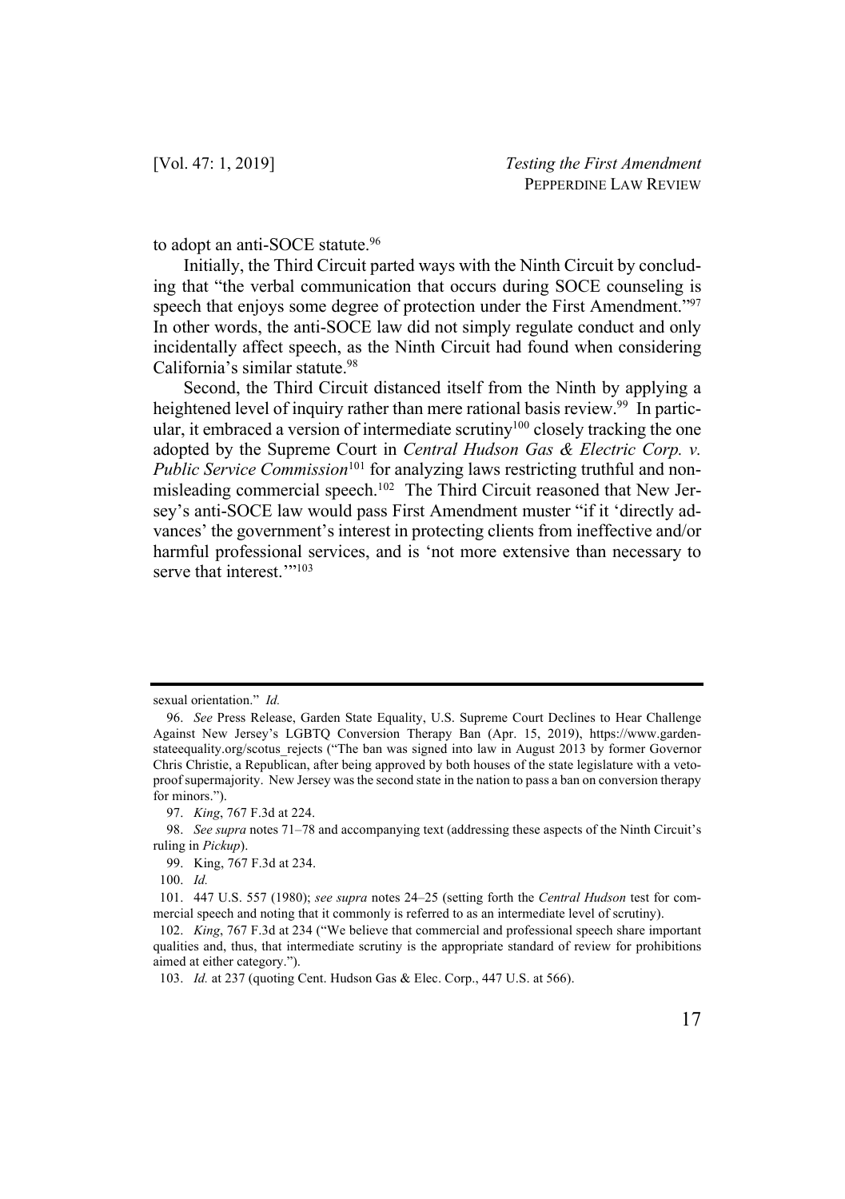to adopt an anti-SOCE statute.[96]

Initially, the Third Circuit parted ways with the Ninth Circuit by concluding that "the verbal communication that occurs during SOCE counseling is speech that enjoys some degree of protection under the First Amendment."[97] In other words, the anti-SOCE law did not simply regulate conduct and only incidentally affect speech, as the Ninth Circuit had found when considering California's similar statute.[98]

Second, the Third Circuit distanced itself from the Ninth by applying a heightened level of inquiry rather than mere rational basis review.[99] In particular, it embraced a version of intermediate scrutiny[100] closely tracking the one adopted by the Supreme Court in *Central Hudson Gas & Electric Corp. v. Public Service Commission*[101] for analyzing laws restricting truthful and nonmisleading commercial speech.[102] The Third Circuit reasoned that New Jersey's anti-SOCE law would pass First Amendment muster "if it 'directly advances' the government's interest in protecting clients from ineffective and/or harmful professional services, and is 'not more extensive than necessary to serve that interest.'"[103]

---

sexual orientation." *Id.*

96. *See* Press Release, Garden State Equality, U.S. Supreme Court Declines to Hear Challenge Against New Jersey's LGBTQ Conversion Therapy Ban (Apr. 15, 2019), https://www.gardenstateequality.org/scotus_rejects ("The ban was signed into law in August 2013 by former Governor Chris Christie, a Republican, after being approved by both houses of the state legislature with a veto-proof supermajority. New Jersey was the second state in the nation to pass a ban on conversion therapy for minors.").

97. *King*, 767 F.3d at 224.

98. *See supra* notes 71–78 and accompanying text (addressing these aspects of the Ninth Circuit's ruling in *Pickup*).

99. King, 767 F.3d at 234.

100. *Id.*

101. 447 U.S. 557 (1980); *see supra* notes 24–25 (setting forth the *Central Hudson* test for commercial speech and noting that it commonly is referred to as an intermediate level of scrutiny).

102. *King*, 767 F.3d at 234 ("We believe that commercial and professional speech share important qualities and, thus, that intermediate scrutiny is the appropriate standard of review for prohibitions aimed at either category.").

103. *Id.* at 237 (quoting Cent. Hudson Gas & Elec. Corp., 447 U.S. at 566).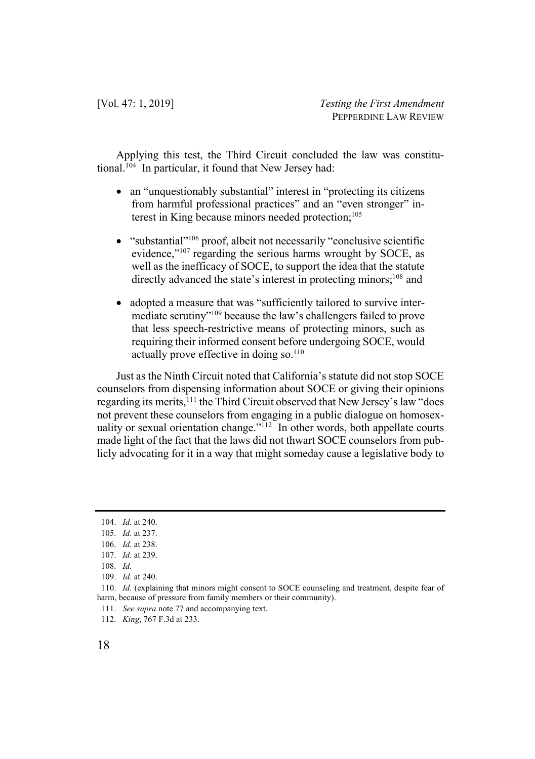Applying this test, the Third Circuit concluded the law was constitutional.[104] In particular, it found that New Jersey had:

- an "unquestionably substantial" interest in "protecting its citizens from harmful professional practices" and an "even stronger" interest in King because minors needed protection;[105]
- "substantial"[106] proof, albeit not necessarily "conclusive scientific evidence,"[107] regarding the serious harms wrought by SOCE, as well as the inefficacy of SOCE, to support the idea that the statute directly advanced the state's interest in protecting minors;[108] and
- adopted a measure that was "sufficiently tailored to survive intermediate scrutiny"[109] because the law's challengers failed to prove that less speech-restrictive means of protecting minors, such as requiring their informed consent before undergoing SOCE, would actually prove effective in doing so.[110]

Just as the Ninth Circuit noted that California's statute did not stop SOCE counselors from dispensing information about SOCE or giving their opinions regarding its merits,[111] the Third Circuit observed that New Jersey's law "does not prevent these counselors from engaging in a public dialogue on homosexuality or sexual orientation change."[112] In other words, both appellate courts made light of the fact that the laws did not thwart SOCE counselors from publicly advocating for it in a way that might someday cause a legislative body to

---

104. *Id.* at 240.

105. *Id.* at 237.

106. *Id.* at 238.

107. *Id.* at 239.

108. *Id.*

109. *Id.* at 240.

110. *Id.* (explaining that minors might consent to SOCE counseling and treatment, despite fear of harm, because of pressure from family members or their community).

111. *See supra* note 77 and accompanying text.

112. *King*, 767 F.3d at 233.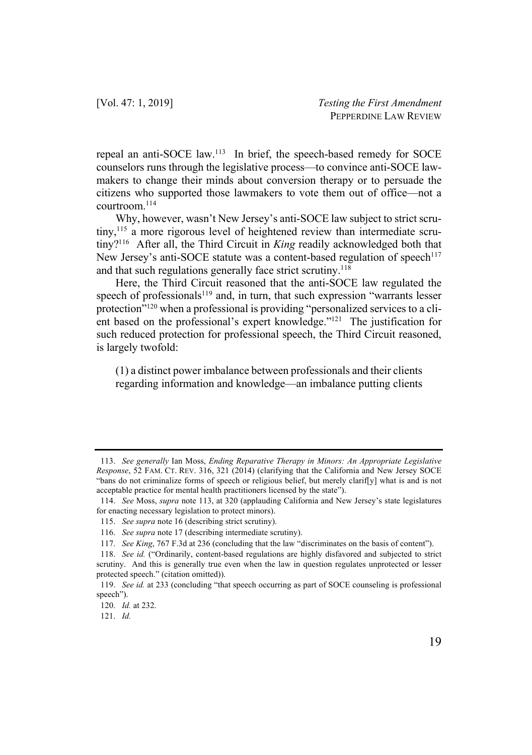repeal an anti-SOCE law.[113] In brief, the speech-based remedy for SOCE counselors runs through the legislative process—to convince anti-SOCE lawmakers to change their minds about conversion therapy or to persuade the citizens who supported those lawmakers to vote them out of office—not a courtroom.[114]

Why, however, wasn't New Jersey's anti-SOCE law subject to strict scrutiny,[115] a more rigorous level of heightened review than intermediate scrutiny?[116] After all, the Third Circuit in *King* readily acknowledged both that New Jersey's anti-SOCE statute was a content-based regulation of speech[117] and that such regulations generally face strict scrutiny.[118]

Here, the Third Circuit reasoned that the anti-SOCE law regulated the speech of professionals[119] and, in turn, that such expression "warrants lesser protection"[120] when a professional is providing "personalized services to a client based on the professional's expert knowledge."[121] The justification for such reduced protection for professional speech, the Third Circuit reasoned, is largely twofold:

> (1) a distinct power imbalance between professionals and their clients regarding information and knowledge—an imbalance putting clients

---

113. *See generally* Ian Moss, *Ending Reparative Therapy in Minors: An Appropriate Legislative Response*, 52 FAM. CT. REV. 316, 321 (2014) (clarifying that the California and New Jersey SOCE "bans do not criminalize forms of speech or religious belief, but merely clarif[y] what is and is not acceptable practice for mental health practitioners licensed by the state").

114. *See* Moss, *supra* note 113, at 320 (applauding California and New Jersey's state legislatures for enacting necessary legislation to protect minors).

115. *See supra* note 16 (describing strict scrutiny).

116. *See supra* note 17 (describing intermediate scrutiny).

117. *See King*, 767 F.3d at 236 (concluding that the law "discriminates on the basis of content").

118. *See id.* ("Ordinarily, content-based regulations are highly disfavored and subjected to strict scrutiny. And this is generally true even when the law in question regulates unprotected or lesser protected speech." (citation omitted)).

119. *See id.* at 233 (concluding "that speech occurring as part of SOCE counseling is professional speech").

120. *Id.* at 232.

121. *Id.*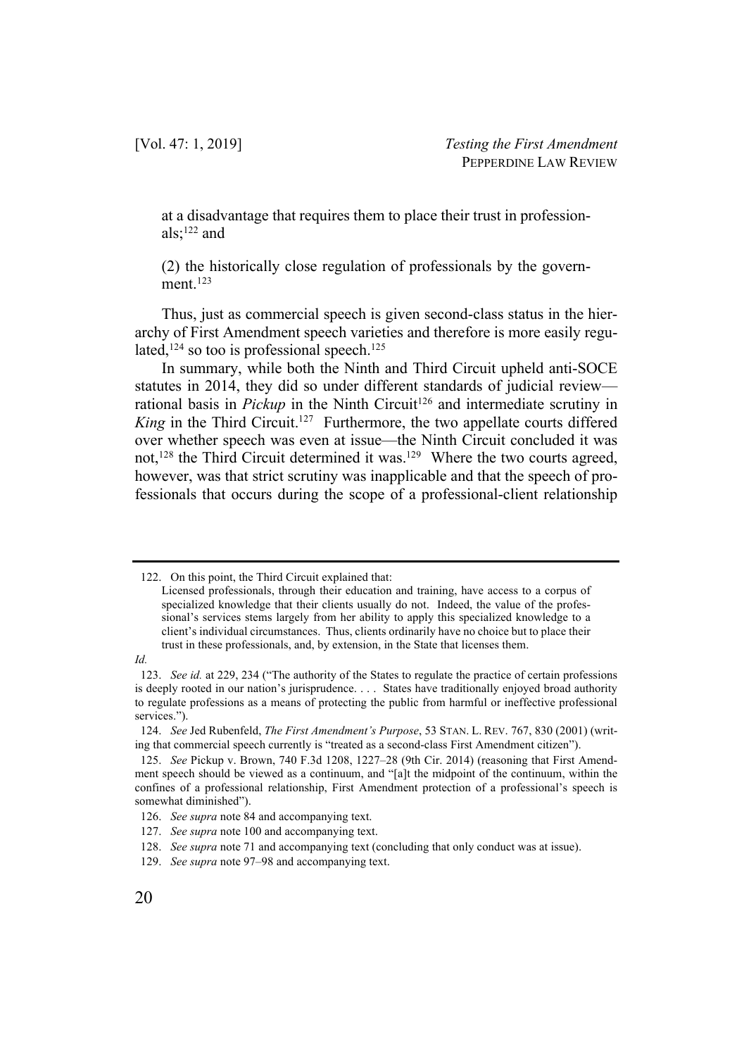at a disadvantage that requires them to place their trust in professionals;[122] and

(2) the historically close regulation of professionals by the government.[123]

Thus, just as commercial speech is given second-class status in the hierarchy of First Amendment speech varieties and therefore is more easily regulated,[124] so too is professional speech.[125]

In summary, while both the Ninth and Third Circuit upheld anti-SOCE statutes in 2014, they did so under different standards of judicial review—rational basis in *Pickup* in the Ninth Circuit[126] and intermediate scrutiny in *King* in the Third Circuit.[127] Furthermore, the two appellate courts differed over whether speech was even at issue—the Ninth Circuit concluded it was not,[128] the Third Circuit determined it was.[129] Where the two courts agreed, however, was that strict scrutiny was inapplicable and that the speech of professionals that occurs during the scope of a professional-client relationship

---

122. On this point, the Third Circuit explained that:

> Licensed professionals, through their education and training, have access to a corpus of specialized knowledge that their clients usually do not. Indeed, the value of the professional's services stems largely from her ability to apply this specialized knowledge to a client's individual circumstances. Thus, clients ordinarily have no choice but to place their trust in these professionals, and, by extension, in the State that licenses them.

*Id.*

123. *See id.* at 229, 234 ("The authority of the States to regulate the practice of certain professions is deeply rooted in our nation's jurisprudence. . . . States have traditionally enjoyed broad authority to regulate professions as a means of protecting the public from harmful or ineffective professional services.").

124. *See* Jed Rubenfeld, *The First Amendment's Purpose*, 53 STAN. L. REV. 767, 830 (2001) (writing that commercial speech currently is "treated as a second-class First Amendment citizen").

125. *See* Pickup v. Brown, 740 F.3d 1208, 1227–28 (9th Cir. 2014) (reasoning that First Amendment speech should be viewed as a continuum, and "[a]t the midpoint of the continuum, within the confines of a professional relationship, First Amendment protection of a professional's speech is somewhat diminished").

126. *See supra* note 84 and accompanying text.

127. *See supra* note 100 and accompanying text.

128. *See supra* note 71 and accompanying text (concluding that only conduct was at issue).

129. *See supra* note 97–98 and accompanying text.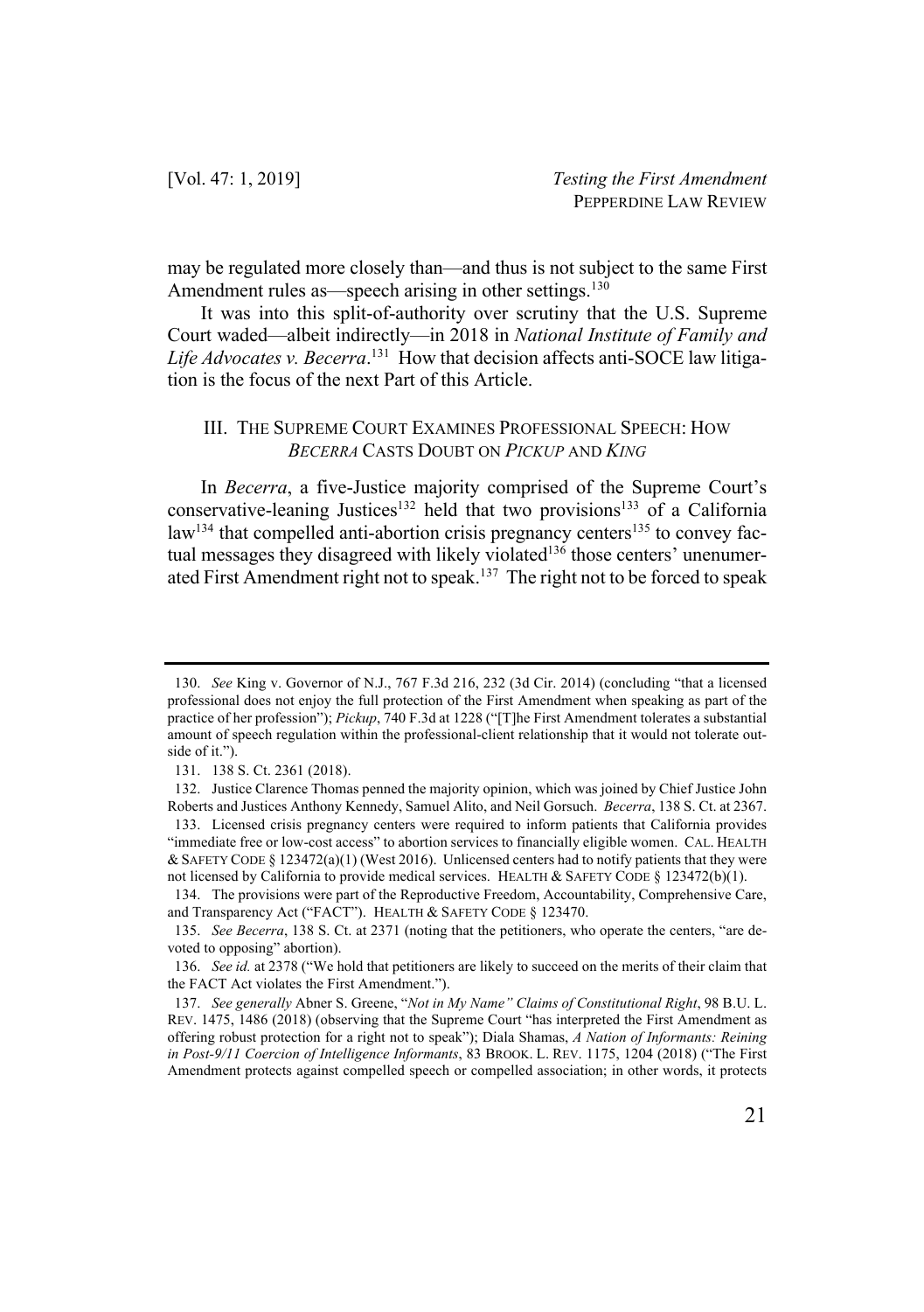may be regulated more closely than—and thus is not subject to the same First Amendment rules as—speech arising in other settings.[130]

It was into this split-of-authority over scrutiny that the U.S. Supreme Court waded—albeit indirectly—in 2018 in *National Institute of Family and Life Advocates v. Becerra*.[131] How that decision affects anti-SOCE law litigation is the focus of the next Part of this Article.

## III. THE SUPREME COURT EXAMINES PROFESSIONAL SPEECH: HOW *BECERRA* CASTS DOUBT ON *PICKUP* AND *KING*

In *Becerra*, a five-Justice majority comprised of the Supreme Court's conservative-leaning Justices[132] held that two provisions[133] of a California law[134] that compelled anti-abortion crisis pregnancy centers[135] to convey factual messages they disagreed with likely violated[136] those centers' unenumerated First Amendment right not to speak.[137] The right not to be forced to speak

---

130. *See* King v. Governor of N.J., 767 F.3d 216, 232 (3d Cir. 2014) (concluding "that a licensed professional does not enjoy the full protection of the First Amendment when speaking as part of the practice of her profession"); *Pickup*, 740 F.3d at 1228 ("[T]he First Amendment tolerates a substantial amount of speech regulation within the professional-client relationship that it would not tolerate outside of it.").

131. 138 S. Ct. 2361 (2018).

132. Justice Clarence Thomas penned the majority opinion, which was joined by Chief Justice John Roberts and Justices Anthony Kennedy, Samuel Alito, and Neil Gorsuch. *Becerra*, 138 S. Ct. at 2367.

133. Licensed crisis pregnancy centers were required to inform patients that California provides "immediate free or low-cost access" to abortion services to financially eligible women. CAL. HEALTH & SAFETY CODE § 123472(a)(1) (West 2016). Unlicensed centers had to notify patients that they were not licensed by California to provide medical services. HEALTH & SAFETY CODE § 123472(b)(1).

134. The provisions were part of the Reproductive Freedom, Accountability, Comprehensive Care, and Transparency Act ("FACT"). HEALTH & SAFETY CODE § 123470.

135. *See Becerra*, 138 S. Ct. at 2371 (noting that the petitioners, who operate the centers, "are devoted to opposing" abortion).

136. *See id.* at 2378 ("We hold that petitioners are likely to succeed on the merits of their claim that the FACT Act violates the First Amendment.").

137. *See generally* Abner S. Greene, "*Not in My Name" Claims of Constitutional Right*, 98 B.U. L. REV. 1475, 1486 (2018) (observing that the Supreme Court "has interpreted the First Amendment as offering robust protection for a right not to speak"); Diala Shamas, *A Nation of Informants: Reining in Post-9/11 Coercion of Intelligence Informants*, 83 BROOK. L. REV. 1175, 1204 (2018) ("The First Amendment protects against compelled speech or compelled association; in other words, it protects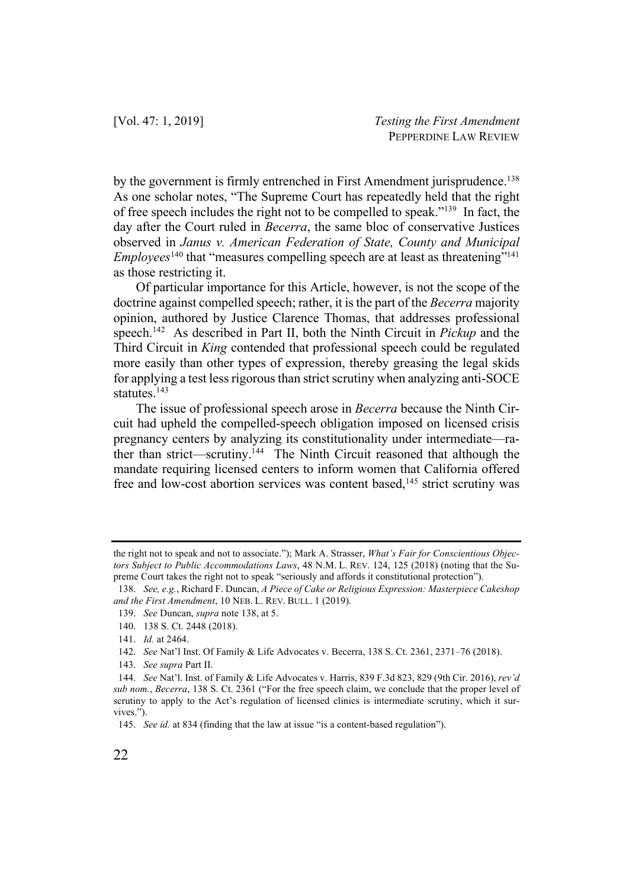by the government is firmly entrenched in First Amendment jurisprudence.[138] As one scholar notes, "The Supreme Court has repeatedly held that the right of free speech includes the right not to be compelled to speak."[139] In fact, the day after the Court ruled in *Becerra*, the same bloc of conservative Justices observed in *Janus v. American Federation of State, County and Municipal Employees*[140] that "measures compelling speech are at least as threatening"[141] as those restricting it.

Of particular importance for this Article, however, is not the scope of the doctrine against compelled speech; rather, it is the part of the *Becerra* majority opinion, authored by Justice Clarence Thomas, that addresses professional speech.[142] As described in Part II, both the Ninth Circuit in *Pickup* and the Third Circuit in *King* contended that professional speech could be regulated more easily than other types of expression, thereby greasing the legal skids for applying a test less rigorous than strict scrutiny when analyzing anti-SOCE statutes.[143]

The issue of professional speech arose in *Becerra* because the Ninth Circuit had upheld the compelled-speech obligation imposed on licensed crisis pregnancy centers by analyzing its constitutionality under intermediate—rather than strict—scrutiny.[144] The Ninth Circuit reasoned that although the mandate requiring licensed centers to inform women that California offered free and low-cost abortion services was content based,[145] strict scrutiny was

---

the right not to speak and not to associate."); Mark A. Strasser, *What's Fair for Conscientious Objectors Subject to Public Accommodations Laws*, 48 N.M. L. REV. 124, 125 (2018) (noting that the Supreme Court takes the right not to speak "seriously and affords it constitutional protection").

138. *See, e.g.*, Richard F. Duncan, *A Piece of Cake or Religious Expression: Masterpiece Cakeshop and the First Amendment*, 10 NEB. L. REV. BULL. 1 (2019).

139. *See* Duncan, *supra* note 138, at 5.

140. 138 S. Ct. 2448 (2018).

141. *Id.* at 2464.

142. *See* Nat'l Inst. Of Family & Life Advocates v. Becerra, 138 S. Ct. 2361, 2371–76 (2018).

143. *See supra* Part II.

144. *See* Nat'l. Inst. of Family & Life Advocates v. Harris, 839 F.3d 823, 829 (9th Cir. 2016), *rev'd sub nom.*, *Becerra*, 138 S. Ct. 2361 ("For the free speech claim, we conclude that the proper level of scrutiny to apply to the Act's regulation of licensed clinics is intermediate scrutiny, which it survives.").

145. *See id.* at 834 (finding that the law at issue "is a content-based regulation").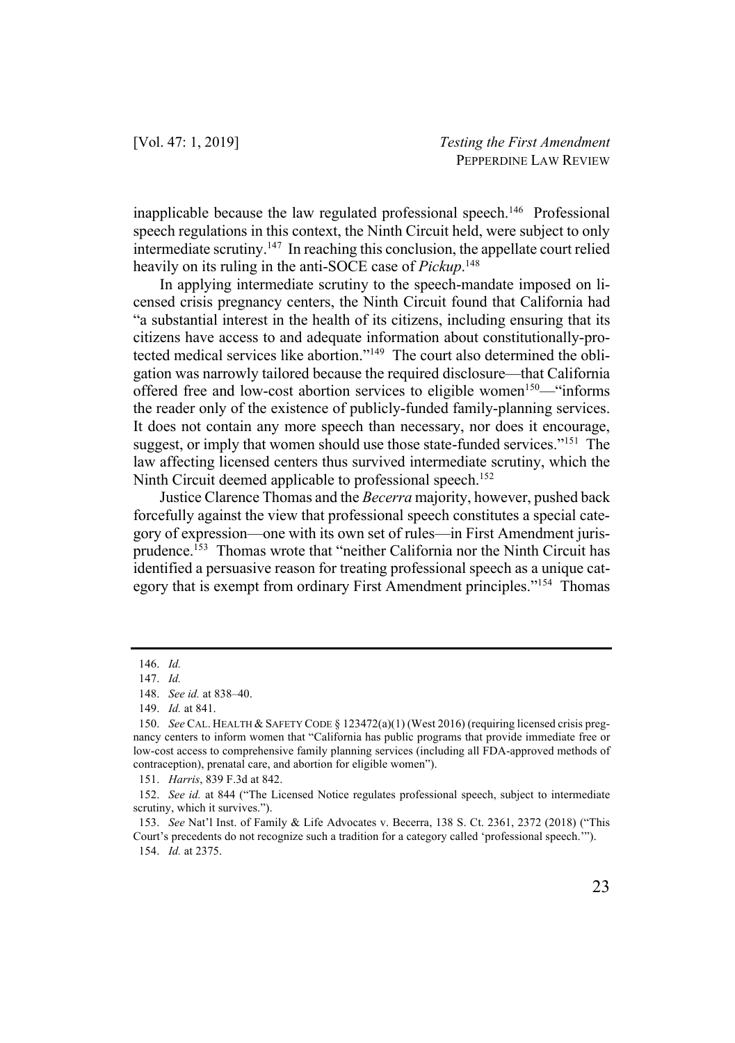inapplicable because the law regulated professional speech.[146] Professional speech regulations in this context, the Ninth Circuit held, were subject to only intermediate scrutiny.[147] In reaching this conclusion, the appellate court relied heavily on its ruling in the anti-SOCE case of *Pickup*.[148]

In applying intermediate scrutiny to the speech-mandate imposed on licensed crisis pregnancy centers, the Ninth Circuit found that California had "a substantial interest in the health of its citizens, including ensuring that its citizens have access to and adequate information about constitutionally-protected medical services like abortion."[149] The court also determined the obligation was narrowly tailored because the required disclosure—that California offered free and low-cost abortion services to eligible women[150]—"informs the reader only of the existence of publicly-funded family-planning services. It does not contain any more speech than necessary, nor does it encourage, suggest, or imply that women should use those state-funded services."[151] The law affecting licensed centers thus survived intermediate scrutiny, which the Ninth Circuit deemed applicable to professional speech.[152]

Justice Clarence Thomas and the *Becerra* majority, however, pushed back forcefully against the view that professional speech constitutes a special category of expression—one with its own set of rules—in First Amendment jurisprudence.[153] Thomas wrote that "neither California nor the Ninth Circuit has identified a persuasive reason for treating professional speech as a unique category that is exempt from ordinary First Amendment principles."[154] Thomas

---

146. *Id.*

147. *Id.*

148. *See id.* at 838–40.

149. *Id.* at 841.

150. *See* CAL. HEALTH & SAFETY CODE § 123472(a)(1) (West 2016) (requiring licensed crisis pregnancy centers to inform women that "California has public programs that provide immediate free or low-cost access to comprehensive family planning services (including all FDA-approved methods of contraception), prenatal care, and abortion for eligible women").

151. *Harris*, 839 F.3d at 842.

152. *See id.* at 844 ("The Licensed Notice regulates professional speech, subject to intermediate scrutiny, which it survives.").

153. *See* Nat'l Inst. of Family & Life Advocates v. Becerra, 138 S. Ct. 2361, 2372 (2018) ("This Court's precedents do not recognize such a tradition for a category called 'professional speech.'").

154. *Id.* at 2375.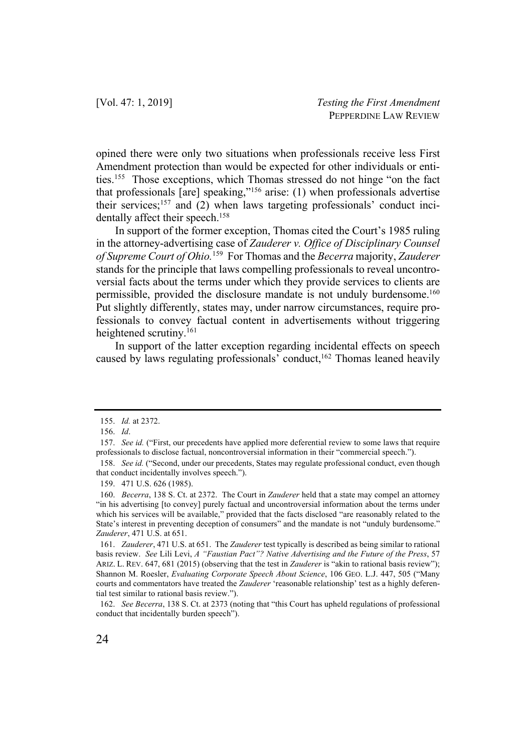opined there were only two situations when professionals receive less First Amendment protection than would be expected for other individuals or entities.[155] Those exceptions, which Thomas stressed do not hinge "on the fact that professionals [are] speaking,"[156] arise: (1) when professionals advertise their services;[157] and (2) when laws targeting professionals' conduct incidentally affect their speech.[158]

In support of the former exception, Thomas cited the Court's 1985 ruling in the attorney-advertising case of *Zauderer v. Office of Disciplinary Counsel of Supreme Court of Ohio*.[159] For Thomas and the *Becerra* majority, *Zauderer* stands for the principle that laws compelling professionals to reveal uncontroversial facts about the terms under which they provide services to clients are permissible, provided the disclosure mandate is not unduly burdensome.[160] Put slightly differently, states may, under narrow circumstances, require professionals to convey factual content in advertisements without triggering heightened scrutiny.[161]

In support of the latter exception regarding incidental effects on speech caused by laws regulating professionals' conduct,[162] Thomas leaned heavily

---

155. *Id.* at 2372.

156. *Id*.

157. *See id.* ("First, our precedents have applied more deferential review to some laws that require professionals to disclose factual, noncontroversial information in their "commercial speech.").

158. *See id.* ("Second, under our precedents, States may regulate professional conduct, even though that conduct incidentally involves speech.").

159. 471 U.S. 626 (1985).

160. *Becerra*, 138 S. Ct. at 2372. The Court in *Zauderer* held that a state may compel an attorney "in his advertising [to convey] purely factual and uncontroversial information about the terms under which his services will be available," provided that the facts disclosed "are reasonably related to the State's interest in preventing deception of consumers" and the mandate is not "unduly burdensome." *Zauderer*, 471 U.S. at 651.

161. *Zauderer*, 471 U.S. at 651. The *Zauderer* test typically is described as being similar to rational basis review. *See* Lili Levi, *A "Faustian Pact"? Native Advertising and the Future of the Press*, 57 ARIZ. L. REV. 647, 681 (2015) (observing that the test in *Zauderer* is "akin to rational basis review"); Shannon M. Roesler, *Evaluating Corporate Speech About Science*, 106 GEO. L.J. 447, 505 ("Many courts and commentators have treated the *Zauderer* 'reasonable relationship' test as a highly deferential test similar to rational basis review.").

162. *See Becerra*, 138 S. Ct. at 2373 (noting that "this Court has upheld regulations of professional conduct that incidentally burden speech").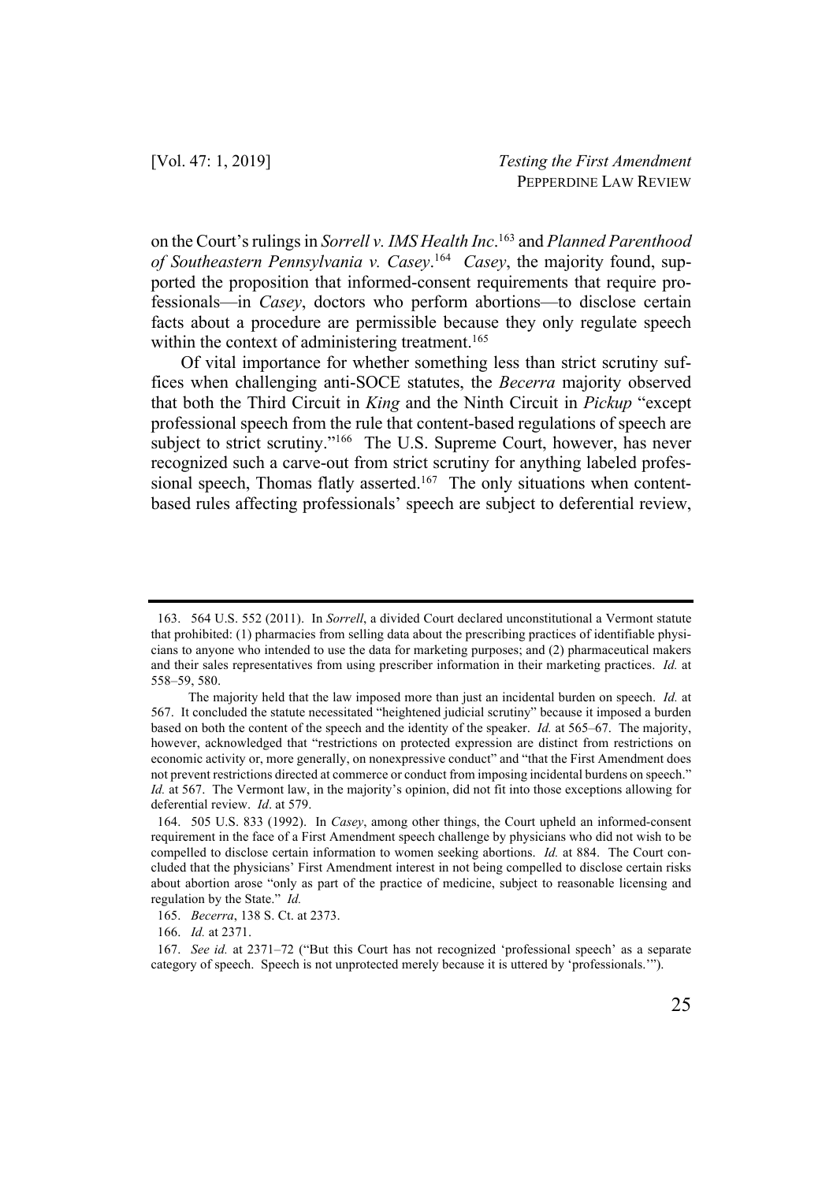on the Court's rulings in *Sorrell v. IMS Health Inc*.[163] and *Planned Parenthood of Southeastern Pennsylvania v. Casey*.[164] *Casey*, the majority found, supported the proposition that informed-consent requirements that require professionals—in *Casey*, doctors who perform abortions—to disclose certain facts about a procedure are permissible because they only regulate speech within the context of administering treatment.[165]

Of vital importance for whether something less than strict scrutiny suffices when challenging anti-SOCE statutes, the *Becerra* majority observed that both the Third Circuit in *King* and the Ninth Circuit in *Pickup* "except professional speech from the rule that content-based regulations of speech are subject to strict scrutiny."[166] The U.S. Supreme Court, however, has never recognized such a carve-out from strict scrutiny for anything labeled professional speech, Thomas flatly asserted.[167] The only situations when content-based rules affecting professionals' speech are subject to deferential review,

---

163. 564 U.S. 552 (2011). In *Sorrell*, a divided Court declared unconstitutional a Vermont statute that prohibited: (1) pharmacies from selling data about the prescribing practices of identifiable physicians to anyone who intended to use the data for marketing purposes; and (2) pharmaceutical makers and their sales representatives from using prescriber information in their marketing practices. *Id.* at 558–59, 580.

The majority held that the law imposed more than just an incidental burden on speech. *Id.* at 567. It concluded the statute necessitated "heightened judicial scrutiny" because it imposed a burden based on both the content of the speech and the identity of the speaker. *Id.* at 565–67. The majority, however, acknowledged that "restrictions on protected expression are distinct from restrictions on economic activity or, more generally, on nonexpressive conduct" and "that the First Amendment does not prevent restrictions directed at commerce or conduct from imposing incidental burdens on speech." *Id.* at 567. The Vermont law, in the majority's opinion, did not fit into those exceptions allowing for deferential review. *Id*. at 579.

164. 505 U.S. 833 (1992). In *Casey*, among other things, the Court upheld an informed-consent requirement in the face of a First Amendment speech challenge by physicians who did not wish to be compelled to disclose certain information to women seeking abortions. *Id.* at 884. The Court concluded that the physicians' First Amendment interest in not being compelled to disclose certain risks about abortion arose "only as part of the practice of medicine, subject to reasonable licensing and regulation by the State." *Id.*

165. *Becerra*, 138 S. Ct. at 2373.

166. *Id.* at 2371.

167. *See id.* at 2371–72 ("But this Court has not recognized 'professional speech' as a separate category of speech. Speech is not unprotected merely because it is uttered by 'professionals.'").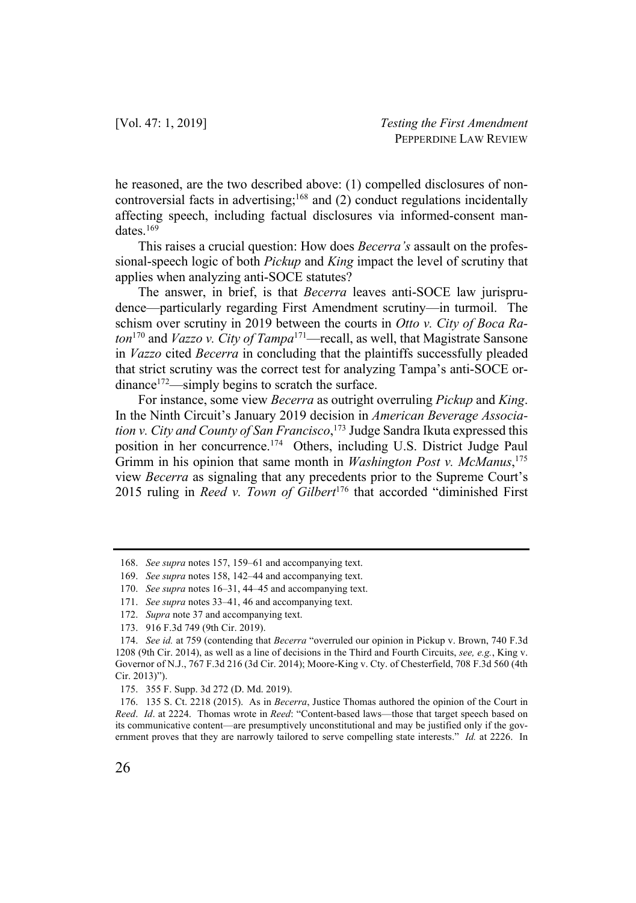he reasoned, are the two described above: (1) compelled disclosures of non-controversial facts in advertising;[168] and (2) conduct regulations incidentally affecting speech, including factual disclosures via informed-consent mandates.[169]

This raises a crucial question: How does *Becerra's* assault on the professional-speech logic of both *Pickup* and *King* impact the level of scrutiny that applies when analyzing anti-SOCE statutes?

The answer, in brief, is that *Becerra* leaves anti-SOCE law jurisprudence—particularly regarding First Amendment scrutiny—in turmoil. The schism over scrutiny in 2019 between the courts in *Otto v. City of Boca Raton*[170] and *Vazzo v. City of Tampa*[171]—recall, as well, that Magistrate Sansone in *Vazzo* cited *Becerra* in concluding that the plaintiffs successfully pleaded that strict scrutiny was the correct test for analyzing Tampa's anti-SOCE ordinance[172]—simply begins to scratch the surface.

For instance, some view *Becerra* as outright overruling *Pickup* and *King*. In the Ninth Circuit's January 2019 decision in *American Beverage Association v. City and County of San Francisco*,[173] Judge Sandra Ikuta expressed this position in her concurrence.[174] Others, including U.S. District Judge Paul Grimm in his opinion that same month in *Washington Post v. McManus*,[175] view *Becerra* as signaling that any precedents prior to the Supreme Court's 2015 ruling in *Reed v. Town of Gilbert*[176] that accorded "diminished First

---

168. *See supra* notes 157, 159–61 and accompanying text.

169. *See supra* notes 158, 142–44 and accompanying text.

170. *See supra* notes 16–31, 44–45 and accompanying text.

171. *See supra* notes 33–41, 46 and accompanying text.

172. *Supra* note 37 and accompanying text.

173. 916 F.3d 749 (9th Cir. 2019).

174. *See id.* at 759 (contending that *Becerra* "overruled our opinion in Pickup v. Brown, 740 F.3d 1208 (9th Cir. 2014), as well as a line of decisions in the Third and Fourth Circuits, *see, e.g.*, King v. Governor of N.J., 767 F.3d 216 (3d Cir. 2014); Moore-King v. Cty. of Chesterfield, 708 F.3d 560 (4th Cir. 2013)").

175. 355 F. Supp. 3d 272 (D. Md. 2019).

176. 135 S. Ct. 2218 (2015). As in *Becerra*, Justice Thomas authored the opinion of the Court in *Reed*. *Id*. at 2224. Thomas wrote in *Reed*: "Content-based laws—those that target speech based on its communicative content—are presumptively unconstitutional and may be justified only if the government proves that they are narrowly tailored to serve compelling state interests." *Id.* at 2226. In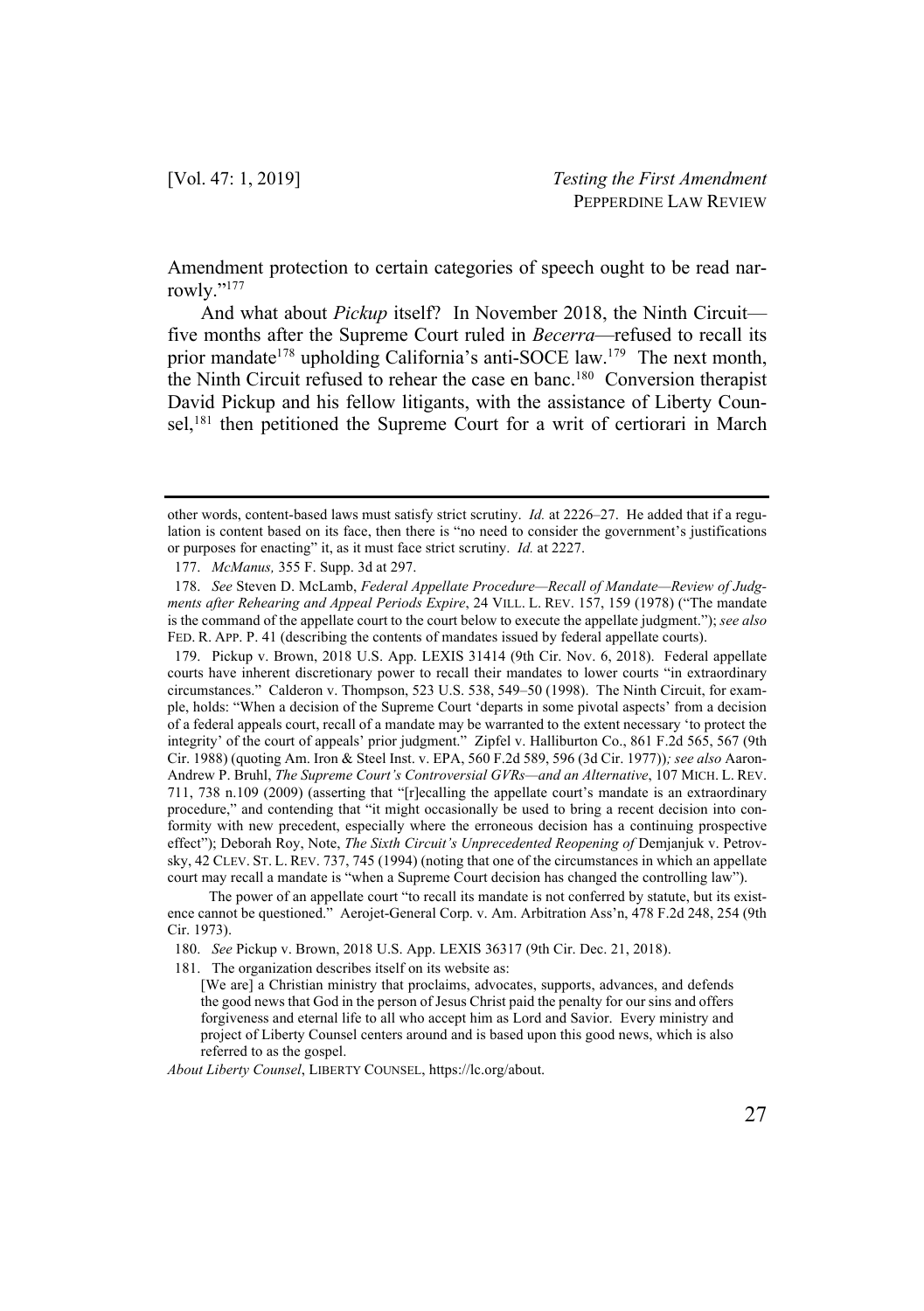Amendment protection to certain categories of speech ought to be read narrowly."[177]

And what about *Pickup* itself? In November 2018, the Ninth Circuit—five months after the Supreme Court ruled in *Becerra*—refused to recall its prior mandate[178] upholding California's anti-SOCE law.[179] The next month, the Ninth Circuit refused to rehear the case en banc.[180] Conversion therapist David Pickup and his fellow litigants, with the assistance of Liberty Counsel,[181] then petitioned the Supreme Court for a writ of certiorari in March

---

other words, content-based laws must satisfy strict scrutiny. *Id.* at 2226–27. He added that if a regulation is content based on its face, then there is "no need to consider the government's justifications or purposes for enacting" it, as it must face strict scrutiny. *Id.* at 2227.

177. *McManus,* 355 F. Supp. 3d at 297.

178. *See* Steven D. McLamb, *Federal Appellate Procedure—Recall of Mandate—Review of Judgments after Rehearing and Appeal Periods Expire*, 24 VILL. L. REV. 157, 159 (1978) ("The mandate is the command of the appellate court to the court below to execute the appellate judgment."); *see also* FED. R. APP. P. 41 (describing the contents of mandates issued by federal appellate courts).

179. Pickup v. Brown, 2018 U.S. App. LEXIS 31414 (9th Cir. Nov. 6, 2018). Federal appellate courts have inherent discretionary power to recall their mandates to lower courts "in extraordinary circumstances." Calderon v. Thompson, 523 U.S. 538, 549–50 (1998). The Ninth Circuit, for example, holds: "When a decision of the Supreme Court 'departs in some pivotal aspects' from a decision of a federal appeals court, recall of a mandate may be warranted to the extent necessary 'to protect the integrity' of the court of appeals' prior judgment." Zipfel v. Halliburton Co., 861 F.2d 565, 567 (9th Cir. 1988) (quoting Am. Iron & Steel Inst. v. EPA, 560 F.2d 589, 596 (3d Cir. 1977))*; see also* Aaron-Andrew P. Bruhl, *The Supreme Court's Controversial GVRs—and an Alternative*, 107 MICH. L. REV. 711, 738 n.109 (2009) (asserting that "[r]ecalling the appellate court's mandate is an extraordinary procedure," and contending that "it might occasionally be used to bring a recent decision into conformity with new precedent, especially where the erroneous decision has a continuing prospective effect"); Deborah Roy, Note, *The Sixth Circuit's Unprecedented Reopening of* Demjanjuk v. Petrovsky, 42 CLEV. ST. L. REV. 737, 745 (1994) (noting that one of the circumstances in which an appellate court may recall a mandate is "when a Supreme Court decision has changed the controlling law").

The power of an appellate court "to recall its mandate is not conferred by statute, but its existence cannot be questioned." Aerojet-General Corp. v. Am. Arbitration Ass'n, 478 F.2d 248, 254 (9th Cir. 1973).

180. *See* Pickup v. Brown, 2018 U.S. App. LEXIS 36317 (9th Cir. Dec. 21, 2018).

181. The organization describes itself on its website as:

> [We are] a Christian ministry that proclaims, advocates, supports, advances, and defends the good news that God in the person of Jesus Christ paid the penalty for our sins and offers forgiveness and eternal life to all who accept him as Lord and Savior. Every ministry and project of Liberty Counsel centers around and is based upon this good news, which is also referred to as the gospel.

*About Liberty Counsel*, LIBERTY COUNSEL, https://lc.org/about.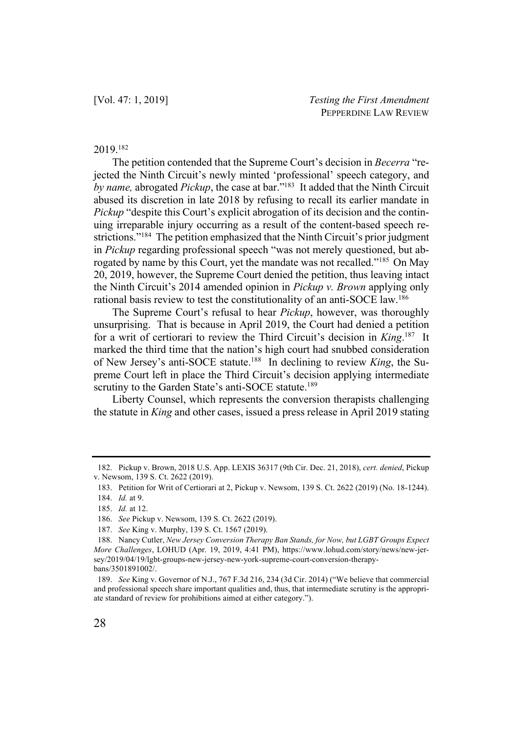2019.[182]

The petition contended that the Supreme Court's decision in *Becerra* "rejected the Ninth Circuit's newly minted 'professional' speech category, and *by name,* abrogated *Pickup*, the case at bar."[183] It added that the Ninth Circuit abused its discretion in late 2018 by refusing to recall its earlier mandate in *Pickup* "despite this Court's explicit abrogation of its decision and the continuing irreparable injury occurring as a result of the content-based speech restrictions."[184] The petition emphasized that the Ninth Circuit's prior judgment in *Pickup* regarding professional speech "was not merely questioned, but abrogated by name by this Court, yet the mandate was not recalled."[185] On May 20, 2019, however, the Supreme Court denied the petition, thus leaving intact the Ninth Circuit's 2014 amended opinion in *Pickup v. Brown* applying only rational basis review to test the constitutionality of an anti-SOCE law.[186]

The Supreme Court's refusal to hear *Pickup*, however, was thoroughly unsurprising. That is because in April 2019, the Court had denied a petition for a writ of certiorari to review the Third Circuit's decision in *King*.[187] It marked the third time that the nation's high court had snubbed consideration of New Jersey's anti-SOCE statute.[188] In declining to review *King*, the Supreme Court left in place the Third Circuit's decision applying intermediate scrutiny to the Garden State's anti-SOCE statute.[189]

Liberty Counsel, which represents the conversion therapists challenging the statute in *King* and other cases, issued a press release in April 2019 stating

---

182. Pickup v. Brown, 2018 U.S. App. LEXIS 36317 (9th Cir. Dec. 21, 2018), *cert. denied*, Pickup v. Newsom, 139 S. Ct. 2622 (2019).

183. Petition for Writ of Certiorari at 2, Pickup v. Newsom, 139 S. Ct. 2622 (2019) (No. 18-1244).

184. *Id.* at 9.

185. *Id.* at 12.

186. *See* Pickup v. Newsom, 139 S. Ct. 2622 (2019).

187. *See* King v. Murphy, 139 S. Ct. 1567 (2019).

188. Nancy Cutler, *New Jersey Conversion Therapy Ban Stands, for Now, but LGBT Groups Expect More Challenges*, LOHUD (Apr. 19, 2019, 4:41 PM), https://www.lohud.com/story/news/new-jersey/2019/04/19/lgbt-groups-new-jersey-new-york-supreme-court-conversion-therapy-bans/3501891002/.

189. *See* King v. Governor of N.J., 767 F.3d 216, 234 (3d Cir. 2014) ("We believe that commercial and professional speech share important qualities and, thus, that intermediate scrutiny is the appropriate standard of review for prohibitions aimed at either category.").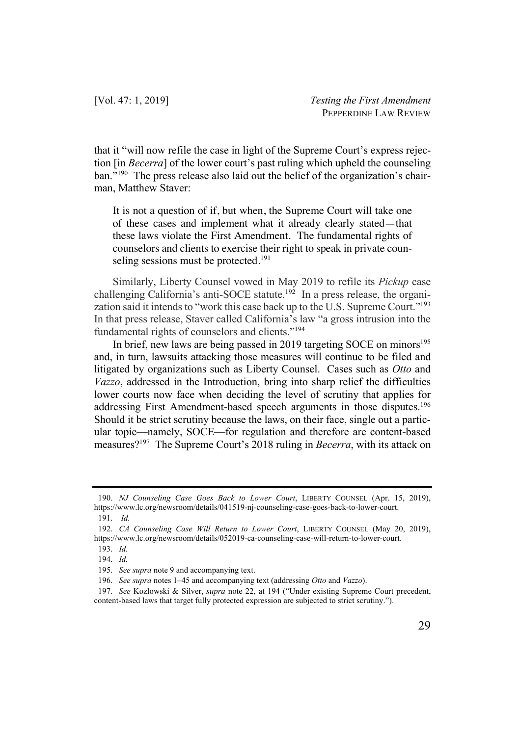that it "will now refile the case in light of the Supreme Court's express rejection [in *Becerra*] of the lower court's past ruling which upheld the counseling ban."[190] The press release also laid out the belief of the organization's chairman, Matthew Staver:

> It is not a question of if, but when, the Supreme Court will take one of these cases and implement what it already clearly stated—that these laws violate the First Amendment. The fundamental rights of counselors and clients to exercise their right to speak in private counseling sessions must be protected.[191]

Similarly, Liberty Counsel vowed in May 2019 to refile its *Pickup* case challenging California's anti-SOCE statute.[192] In a press release, the organization said it intends to "work this case back up to the U.S. Supreme Court."[193] In that press release, Staver called California's law "a gross intrusion into the fundamental rights of counselors and clients."[194]

In brief, new laws are being passed in 2019 targeting SOCE on minors[195] and, in turn, lawsuits attacking those measures will continue to be filed and litigated by organizations such as Liberty Counsel. Cases such as *Otto* and *Vazzo*, addressed in the Introduction, bring into sharp relief the difficulties lower courts now face when deciding the level of scrutiny that applies for addressing First Amendment-based speech arguments in those disputes.[196] Should it be strict scrutiny because the laws, on their face, single out a particular topic—namely, SOCE—for regulation and therefore are content-based measures?[197] The Supreme Court's 2018 ruling in *Becerra*, with its attack on

---

190. *NJ Counseling Case Goes Back to Lower Court*, LIBERTY COUNSEL (Apr. 15, 2019), https://www.lc.org/newsroom/details/041519-nj-counseling-case-goes-back-to-lower-court.

191. *Id.*

192. *CA Counseling Case Will Return to Lower Court*, LIBERTY COUNSEL (May 20, 2019), https://www.lc.org/newsroom/details/052019-ca-counseling-case-will-return-to-lower-court.

193. *Id.*

194. *Id.*

195. *See supra* note 9 and accompanying text.

196. *See supra* notes 1–45 and accompanying text (addressing *Otto* and *Vazzo*).

197. *See* Kozlowski & Silver, *supra* note 22, at 194 ("Under existing Supreme Court precedent, content-based laws that target fully protected expression are subjected to strict scrutiny.").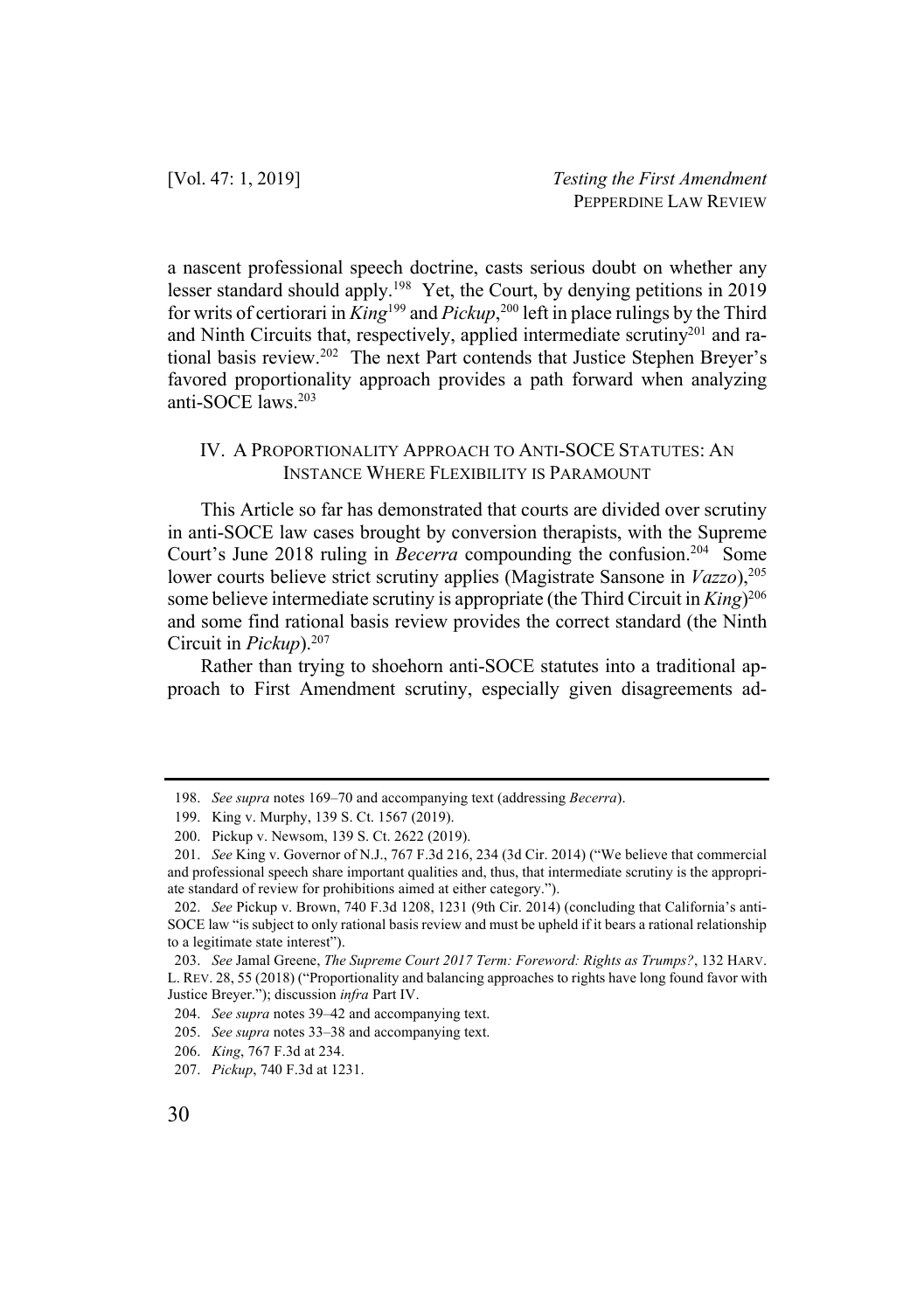a nascent professional speech doctrine, casts serious doubt on whether any lesser standard should apply.[198] Yet, the Court, by denying petitions in 2019 for writs of certiorari in *King*[199] and *Pickup*,[200] left in place rulings by the Third and Ninth Circuits that, respectively, applied intermediate scrutiny[201] and rational basis review.[202] The next Part contends that Justice Stephen Breyer's favored proportionality approach provides a path forward when analyzing anti-SOCE laws.[203]

## IV. A PROPORTIONALITY APPROACH TO ANTI-SOCE STATUTES: AN INSTANCE WHERE FLEXIBILITY IS PARAMOUNT

This Article so far has demonstrated that courts are divided over scrutiny in anti-SOCE law cases brought by conversion therapists, with the Supreme Court's June 2018 ruling in *Becerra* compounding the confusion.[204] Some lower courts believe strict scrutiny applies (Magistrate Sansone in *Vazzo*),[205] some believe intermediate scrutiny is appropriate (the Third Circuit in *King*)[206] and some find rational basis review provides the correct standard (the Ninth Circuit in *Pickup*).[207]

Rather than trying to shoehorn anti-SOCE statutes into a traditional approach to First Amendment scrutiny, especially given disagreements ad-

---

198. *See supra* notes 169–70 and accompanying text (addressing *Becerra*).

199. King v. Murphy, 139 S. Ct. 1567 (2019).

200. Pickup v. Newsom, 139 S. Ct. 2622 (2019).

201. *See* King v. Governor of N.J., 767 F.3d 216, 234 (3d Cir. 2014) ("We believe that commercial and professional speech share important qualities and, thus, that intermediate scrutiny is the appropriate standard of review for prohibitions aimed at either category.").

202. *See* Pickup v. Brown, 740 F.3d 1208, 1231 (9th Cir. 2014) (concluding that California's anti-SOCE law "is subject to only rational basis review and must be upheld if it bears a rational relationship to a legitimate state interest").

203. *See* Jamal Greene, *The Supreme Court 2017 Term: Foreword: Rights as Trumps?*, 132 HARV. L. REV. 28, 55 (2018) ("Proportionality and balancing approaches to rights have long found favor with Justice Breyer."); discussion *infra* Part IV.

204. *See supra* notes 39–42 and accompanying text.

205. *See supra* notes 33–38 and accompanying text.

206. *King*, 767 F.3d at 234.

207. *Pickup*, 740 F.3d at 1231.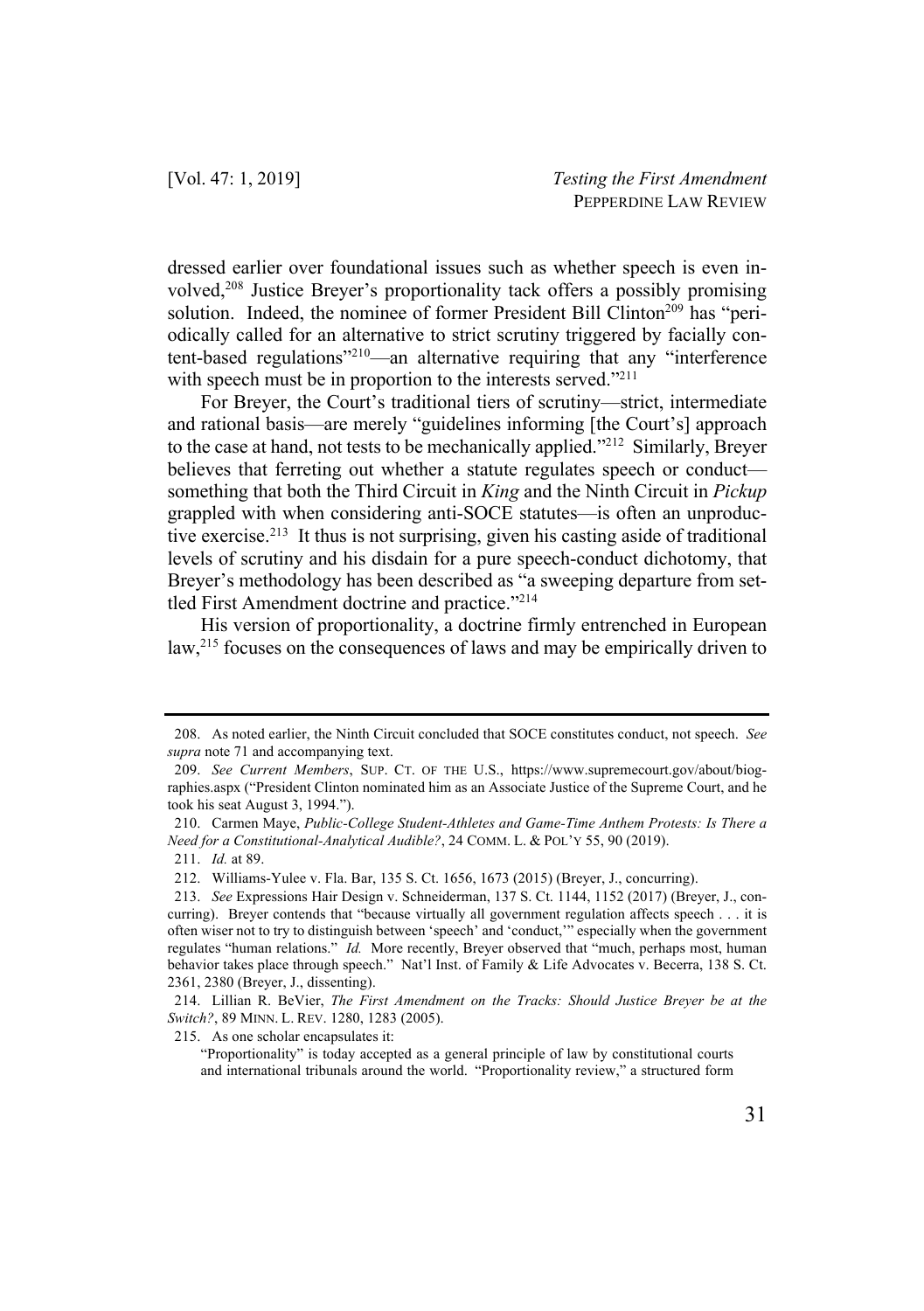dressed earlier over foundational issues such as whether speech is even involved,[208] Justice Breyer's proportionality tack offers a possibly promising solution. Indeed, the nominee of former President Bill Clinton[209] has "periodically called for an alternative to strict scrutiny triggered by facially content-based regulations"[210]—an alternative requiring that any "interference with speech must be in proportion to the interests served."[211]

For Breyer, the Court's traditional tiers of scrutiny—strict, intermediate and rational basis—are merely "guidelines informing [the Court's] approach to the case at hand, not tests to be mechanically applied."[212] Similarly, Breyer believes that ferreting out whether a statute regulates speech or conduct—something that both the Third Circuit in *King* and the Ninth Circuit in *Pickup* grappled with when considering anti-SOCE statutes—is often an unproductive exercise.[213] It thus is not surprising, given his casting aside of traditional levels of scrutiny and his disdain for a pure speech-conduct dichotomy, that Breyer's methodology has been described as "a sweeping departure from settled First Amendment doctrine and practice."[214]

His version of proportionality, a doctrine firmly entrenched in European law,[215] focuses on the consequences of laws and may be empirically driven to

---

208. As noted earlier, the Ninth Circuit concluded that SOCE constitutes conduct, not speech. *See supra* note 71 and accompanying text.

209. *See Current Members*, SUP. CT. OF THE U.S., https://www.supremecourt.gov/about/biographies.aspx ("President Clinton nominated him as an Associate Justice of the Supreme Court, and he took his seat August 3, 1994.").

210. Carmen Maye, *Public-College Student-Athletes and Game-Time Anthem Protests: Is There a Need for a Constitutional-Analytical Audible?*, 24 COMM. L. & POL'Y 55, 90 (2019).

211. *Id.* at 89.

212. Williams-Yulee v. Fla. Bar, 135 S. Ct. 1656, 1673 (2015) (Breyer, J., concurring).

213. *See* Expressions Hair Design v. Schneiderman, 137 S. Ct. 1144, 1152 (2017) (Breyer, J., concurring). Breyer contends that "because virtually all government regulation affects speech . . . it is often wiser not to try to distinguish between 'speech' and 'conduct,'" especially when the government regulates "human relations." *Id.* More recently, Breyer observed that "much, perhaps most, human behavior takes place through speech." Nat'l Inst. of Family & Life Advocates v. Becerra, 138 S. Ct. 2361, 2380 (Breyer, J., dissenting).

214. Lillian R. BeVier, *The First Amendment on the Tracks: Should Justice Breyer be at the Switch?*, 89 MINN. L. REV. 1280, 1283 (2005).

215. As one scholar encapsulates it:

> "Proportionality" is today accepted as a general principle of law by constitutional courts and international tribunals around the world. "Proportionality review," a structured form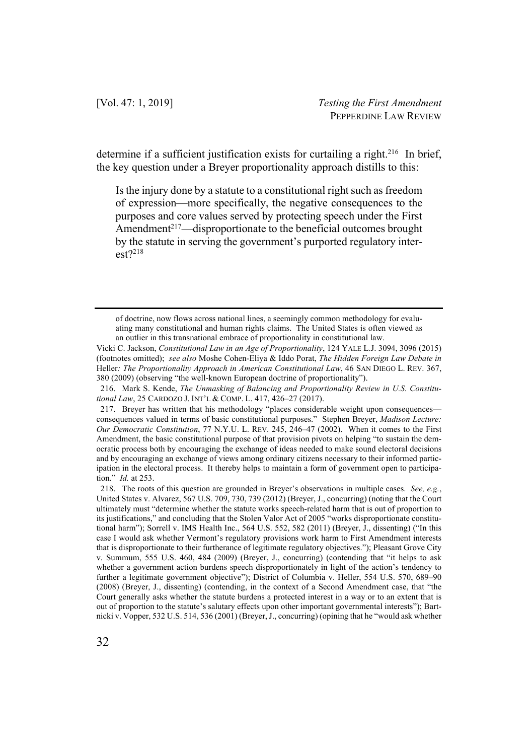determine if a sufficient justification exists for curtailing a right.[216] In brief, the key question under a Breyer proportionality approach distills to this:

> Is the injury done by a statute to a constitutional right such as freedom of expression—more specifically, the negative consequences to the purposes and core values served by protecting speech under the First Amendment[217]—disproportionate to the beneficial outcomes brought by the statute in serving the government's purported regulatory interest?[218]

---

of doctrine, now flows across national lines, a seemingly common methodology for evaluating many constitutional and human rights claims. The United States is often viewed as an outlier in this transnational embrace of proportionality in constitutional law.

Vicki C. Jackson, *Constitutional Law in an Age of Proportionality*, 124 YALE L.J. 3094, 3096 (2015) (footnotes omitted); *see also* Moshe Cohen-Eliya & Iddo Porat, *The Hidden Foreign Law Debate in* Heller*: The Proportionality Approach in American Constitutional Law*, 46 SAN DIEGO L. REV. 367, 380 (2009) (observing "the well-known European doctrine of proportionality").

216. Mark S. Kende, *The Unmasking of Balancing and Proportionality Review in U.S. Constitutional Law*, 25 CARDOZO J. INT'L & COMP. L. 417, 426–27 (2017).

217. Breyer has written that his methodology "places considerable weight upon consequences—consequences valued in terms of basic constitutional purposes." Stephen Breyer, *Madison Lecture: Our Democratic Constitution*, 77 N.Y.U. L. REV. 245, 246–47 (2002). When it comes to the First Amendment, the basic constitutional purpose of that provision pivots on helping "to sustain the democratic process both by encouraging the exchange of ideas needed to make sound electoral decisions and by encouraging an exchange of views among ordinary citizens necessary to their informed participation in the electoral process. It thereby helps to maintain a form of government open to participation." *Id.* at 253.

218. The roots of this question are grounded in Breyer's observations in multiple cases. *See, e.g.*, United States v. Alvarez, 567 U.S. 709, 730, 739 (2012) (Breyer, J., concurring) (noting that the Court ultimately must "determine whether the statute works speech-related harm that is out of proportion to its justifications," and concluding that the Stolen Valor Act of 2005 "works disproportionate constitutional harm"); Sorrell v. IMS Health Inc., 564 U.S. 552, 582 (2011) (Breyer, J., dissenting) ("In this case I would ask whether Vermont's regulatory provisions work harm to First Amendment interests that is disproportionate to their furtherance of legitimate regulatory objectives."); Pleasant Grove City v. Summum, 555 U.S. 460, 484 (2009) (Breyer, J., concurring) (contending that "it helps to ask whether a government action burdens speech disproportionately in light of the action's tendency to further a legitimate government objective"); District of Columbia v. Heller, 554 U.S. 570, 689–90 (2008) (Breyer, J., dissenting) (contending, in the context of a Second Amendment case, that "the Court generally asks whether the statute burdens a protected interest in a way or to an extent that is out of proportion to the statute's salutary effects upon other important governmental interests"); Bartnicki v. Vopper, 532 U.S. 514, 536 (2001) (Breyer, J., concurring) (opining that he "would ask whether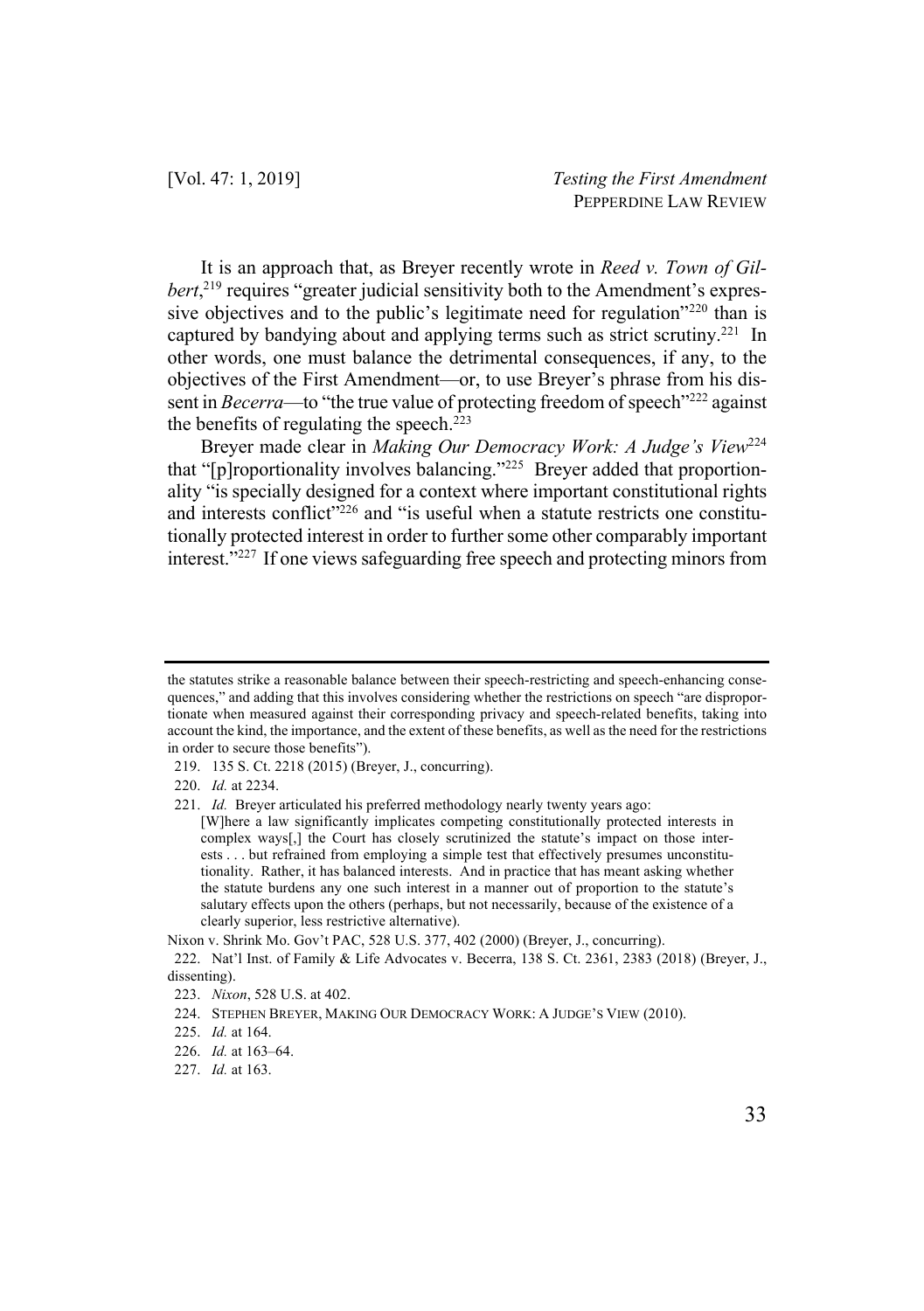It is an approach that, as Breyer recently wrote in *Reed v. Town of Gilbert*,[219] requires "greater judicial sensitivity both to the Amendment's expressive objectives and to the public's legitimate need for regulation"[220] than is captured by bandying about and applying terms such as strict scrutiny.[221] In other words, one must balance the detrimental consequences, if any, to the objectives of the First Amendment—or, to use Breyer's phrase from his dissent in *Becerra*—to "the true value of protecting freedom of speech"[222] against the benefits of regulating the speech.[223]

Breyer made clear in *Making Our Democracy Work: A Judge's View*[224] that "[p]roportionality involves balancing."[225] Breyer added that proportionality "is specially designed for a context where important constitutional rights and interests conflict"[226] and "is useful when a statute restricts one constitutionally protected interest in order to further some other comparably important interest."[227] If one views safeguarding free speech and protecting minors from

---

the statutes strike a reasonable balance between their speech-restricting and speech-enhancing consequences," and adding that this involves considering whether the restrictions on speech "are disproportionate when measured against their corresponding privacy and speech-related benefits, taking into account the kind, the importance, and the extent of these benefits, as well as the need for the restrictions in order to secure those benefits").

219. 135 S. Ct. 2218 (2015) (Breyer, J., concurring).

220. *Id.* at 2234.

221. *Id.* Breyer articulated his preferred methodology nearly twenty years ago:

> [W]here a law significantly implicates competing constitutionally protected interests in complex ways[,] the Court has closely scrutinized the statute's impact on those interests . . . but refrained from employing a simple test that effectively presumes unconstitutionality. Rather, it has balanced interests. And in practice that has meant asking whether the statute burdens any one such interest in a manner out of proportion to the statute's salutary effects upon the others (perhaps, but not necessarily, because of the existence of a clearly superior, less restrictive alternative).

Nixon v. Shrink Mo. Gov't PAC, 528 U.S. 377, 402 (2000) (Breyer, J., concurring).

222. Nat'l Inst. of Family & Life Advocates v. Becerra, 138 S. Ct. 2361, 2383 (2018) (Breyer, J., dissenting).

223. *Nixon*, 528 U.S. at 402.

224. STEPHEN BREYER, MAKING OUR DEMOCRACY WORK: A JUDGE'S VIEW (2010).

225. *Id.* at 164.

226. *Id.* at 163–64.

227. *Id.* at 163.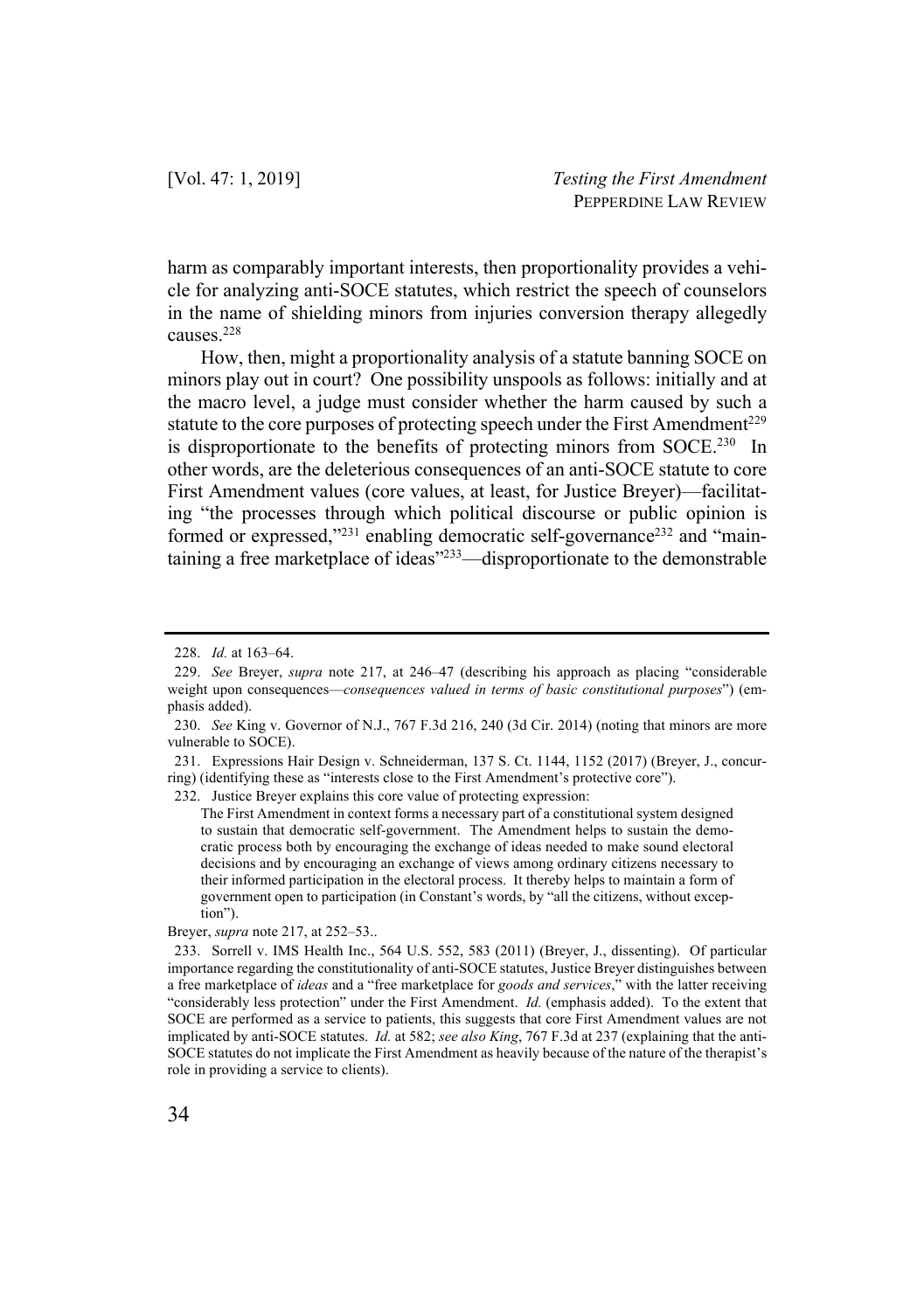harm as comparably important interests, then proportionality provides a vehicle for analyzing anti-SOCE statutes, which restrict the speech of counselors in the name of shielding minors from injuries conversion therapy allegedly causes.[228]

How, then, might a proportionality analysis of a statute banning SOCE on minors play out in court? One possibility unspools as follows: initially and at the macro level, a judge must consider whether the harm caused by such a statute to the core purposes of protecting speech under the First Amendment[229] is disproportionate to the benefits of protecting minors from SOCE.[230] In other words, are the deleterious consequences of an anti-SOCE statute to core First Amendment values (core values, at least, for Justice Breyer)—facilitating "the processes through which political discourse or public opinion is formed or expressed,"[231] enabling democratic self-governance[232] and "maintaining a free marketplace of ideas"[233]—disproportionate to the demonstrable

---

228. *Id.* at 163–64.

229. *See* Breyer, *supra* note 217, at 246–47 (describing his approach as placing "considerable weight upon consequences—*consequences valued in terms of basic constitutional purposes*") (emphasis added).

230. *See* King v. Governor of N.J., 767 F.3d 216, 240 (3d Cir. 2014) (noting that minors are more vulnerable to SOCE).

231. Expressions Hair Design v. Schneiderman, 137 S. Ct. 1144, 1152 (2017) (Breyer, J., concurring) (identifying these as "interests close to the First Amendment's protective core").

232. Justice Breyer explains this core value of protecting expression:

> The First Amendment in context forms a necessary part of a constitutional system designed to sustain that democratic self-government. The Amendment helps to sustain the democratic process both by encouraging the exchange of ideas needed to make sound electoral decisions and by encouraging an exchange of views among ordinary citizens necessary to their informed participation in the electoral process. It thereby helps to maintain a form of government open to participation (in Constant's words, by "all the citizens, without exception").

Breyer, *supra* note 217, at 252–53..

233. Sorrell v. IMS Health Inc., 564 U.S. 552, 583 (2011) (Breyer, J., dissenting). Of particular importance regarding the constitutionality of anti-SOCE statutes, Justice Breyer distinguishes between a free marketplace of *ideas* and a "free marketplace for *goods and services*," with the latter receiving "considerably less protection" under the First Amendment. *Id.* (emphasis added). To the extent that SOCE are performed as a service to patients, this suggests that core First Amendment values are not implicated by anti-SOCE statutes. *Id.* at 582; *see also King*, 767 F.3d at 237 (explaining that the anti-SOCE statutes do not implicate the First Amendment as heavily because of the nature of the therapist's role in providing a service to clients).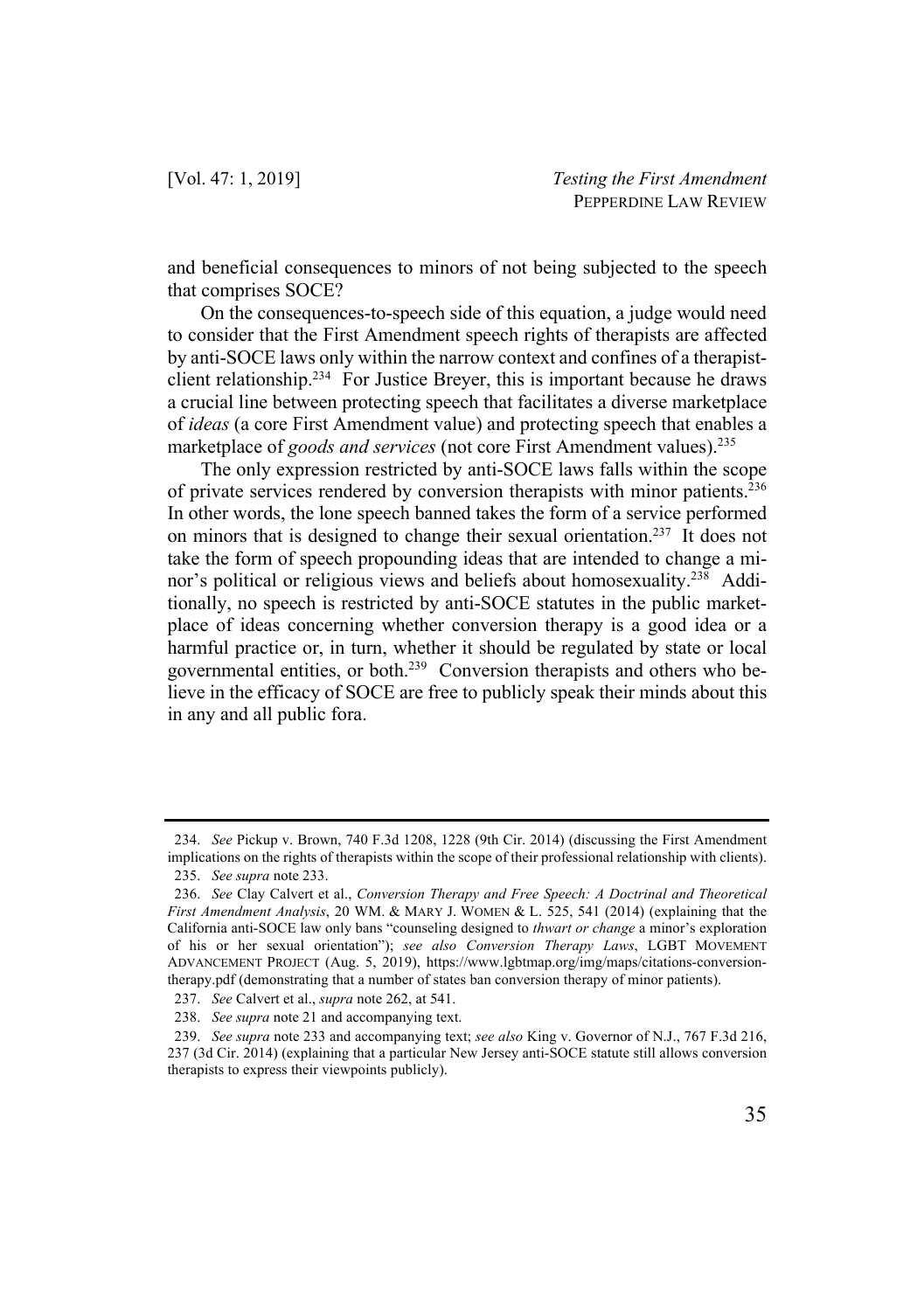and beneficial consequences to minors of not being subjected to the speech that comprises SOCE?

On the consequences-to-speech side of this equation, a judge would need to consider that the First Amendment speech rights of therapists are affected by anti-SOCE laws only within the narrow context and confines of a therapist-client relationship.[234] For Justice Breyer, this is important because he draws a crucial line between protecting speech that facilitates a diverse marketplace of *ideas* (a core First Amendment value) and protecting speech that enables a marketplace of *goods and services* (not core First Amendment values).[235]

The only expression restricted by anti-SOCE laws falls within the scope of private services rendered by conversion therapists with minor patients.[236] In other words, the lone speech banned takes the form of a service performed on minors that is designed to change their sexual orientation.[237] It does not take the form of speech propounding ideas that are intended to change a minor's political or religious views and beliefs about homosexuality.[238] Additionally, no speech is restricted by anti-SOCE statutes in the public marketplace of ideas concerning whether conversion therapy is a good idea or a harmful practice or, in turn, whether it should be regulated by state or local governmental entities, or both.[239] Conversion therapists and others who believe in the efficacy of SOCE are free to publicly speak their minds about this in any and all public fora.

---

234. *See* Pickup v. Brown, 740 F.3d 1208, 1228 (9th Cir. 2014) (discussing the First Amendment implications on the rights of therapists within the scope of their professional relationship with clients).

235. *See supra* note 233.

236. *See* Clay Calvert et al., *Conversion Therapy and Free Speech: A Doctrinal and Theoretical First Amendment Analysis*, 20 WM. & MARY J. WOMEN & L. 525, 541 (2014) (explaining that the California anti-SOCE law only bans "counseling designed to *thwart or change* a minor's exploration of his or her sexual orientation"); *see also Conversion Therapy Laws*, LGBT MOVEMENT ADVANCEMENT PROJECT (Aug. 5, 2019), https://www.lgbtmap.org/img/maps/citations-conversion-therapy.pdf (demonstrating that a number of states ban conversion therapy of minor patients).

237. *See* Calvert et al., *supra* note 262, at 541.

238. *See supra* note 21 and accompanying text.

239. *See supra* note 233 and accompanying text; *see also* King v. Governor of N.J., 767 F.3d 216, 237 (3d Cir. 2014) (explaining that a particular New Jersey anti-SOCE statute still allows conversion therapists to express their viewpoints publicly).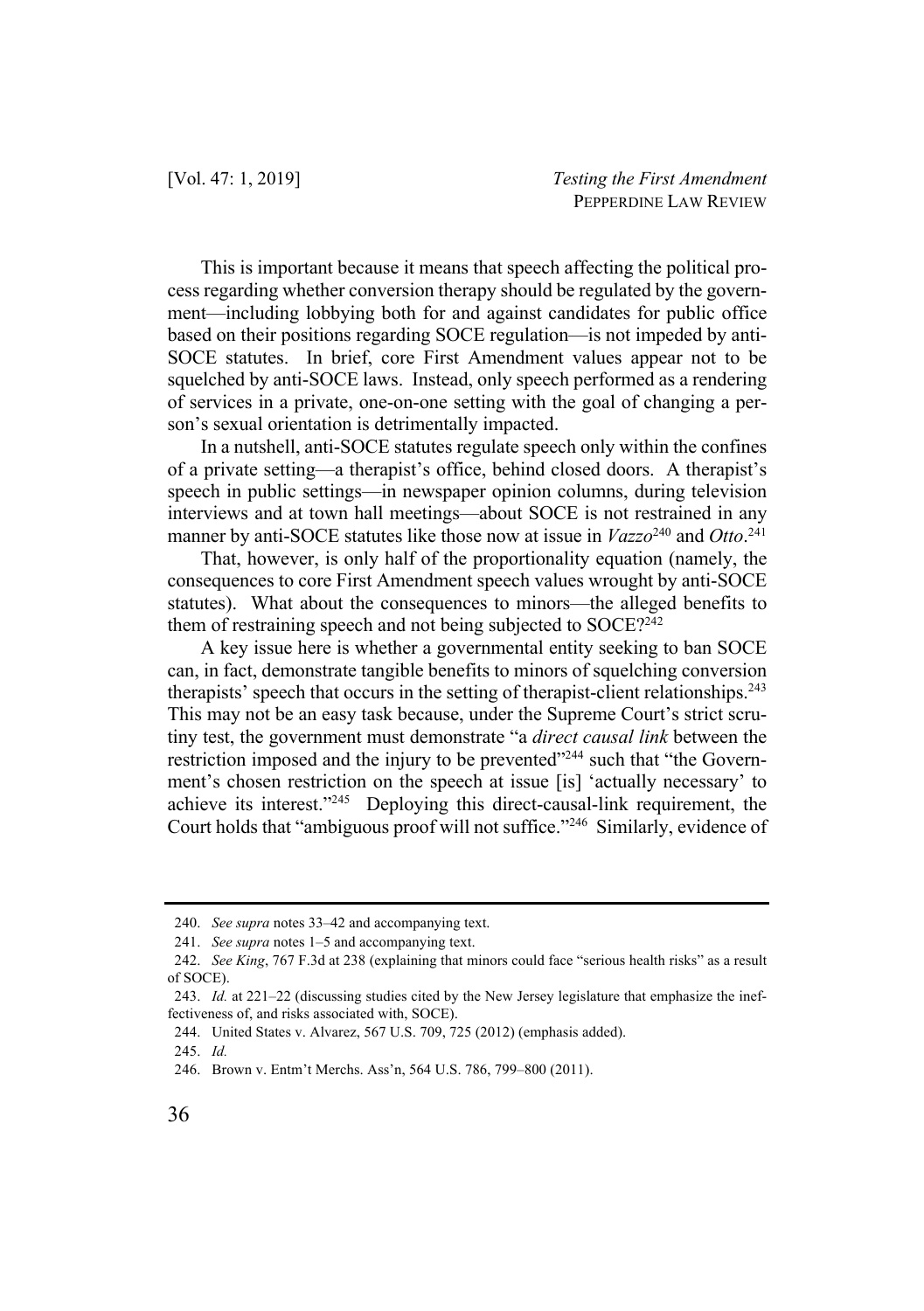This is important because it means that speech affecting the political process regarding whether conversion therapy should be regulated by the government—including lobbying both for and against candidates for public office based on their positions regarding SOCE regulation—is not impeded by anti-SOCE statutes. In brief, core First Amendment values appear not to be squelched by anti-SOCE laws. Instead, only speech performed as a rendering of services in a private, one-on-one setting with the goal of changing a person's sexual orientation is detrimentally impacted.

In a nutshell, anti-SOCE statutes regulate speech only within the confines of a private setting—a therapist's office, behind closed doors. A therapist's speech in public settings—in newspaper opinion columns, during television interviews and at town hall meetings—about SOCE is not restrained in any manner by anti-SOCE statutes like those now at issue in *Vazzo*[240] and *Otto*.[241]

That, however, is only half of the proportionality equation (namely, the consequences to core First Amendment speech values wrought by anti-SOCE statutes). What about the consequences to minors—the alleged benefits to them of restraining speech and not being subjected to SOCE?[242]

A key issue here is whether a governmental entity seeking to ban SOCE can, in fact, demonstrate tangible benefits to minors of squelching conversion therapists' speech that occurs in the setting of therapist-client relationships.[243] This may not be an easy task because, under the Supreme Court's strict scrutiny test, the government must demonstrate "a *direct causal link* between the restriction imposed and the injury to be prevented"[244] such that "the Government's chosen restriction on the speech at issue [is] 'actually necessary' to achieve its interest."[245] Deploying this direct-causal-link requirement, the Court holds that "ambiguous proof will not suffice."[246] Similarly, evidence of

---

240. *See supra* notes 33–42 and accompanying text.

241. *See supra* notes 1–5 and accompanying text.

242. *See King*, 767 F.3d at 238 (explaining that minors could face "serious health risks" as a result of SOCE).

243. *Id.* at 221–22 (discussing studies cited by the New Jersey legislature that emphasize the ineffectiveness of, and risks associated with, SOCE).

244. United States v. Alvarez, 567 U.S. 709, 725 (2012) (emphasis added).

245. *Id.*

246. Brown v. Entm't Merchs. Ass'n, 564 U.S. 786, 799–800 (2011).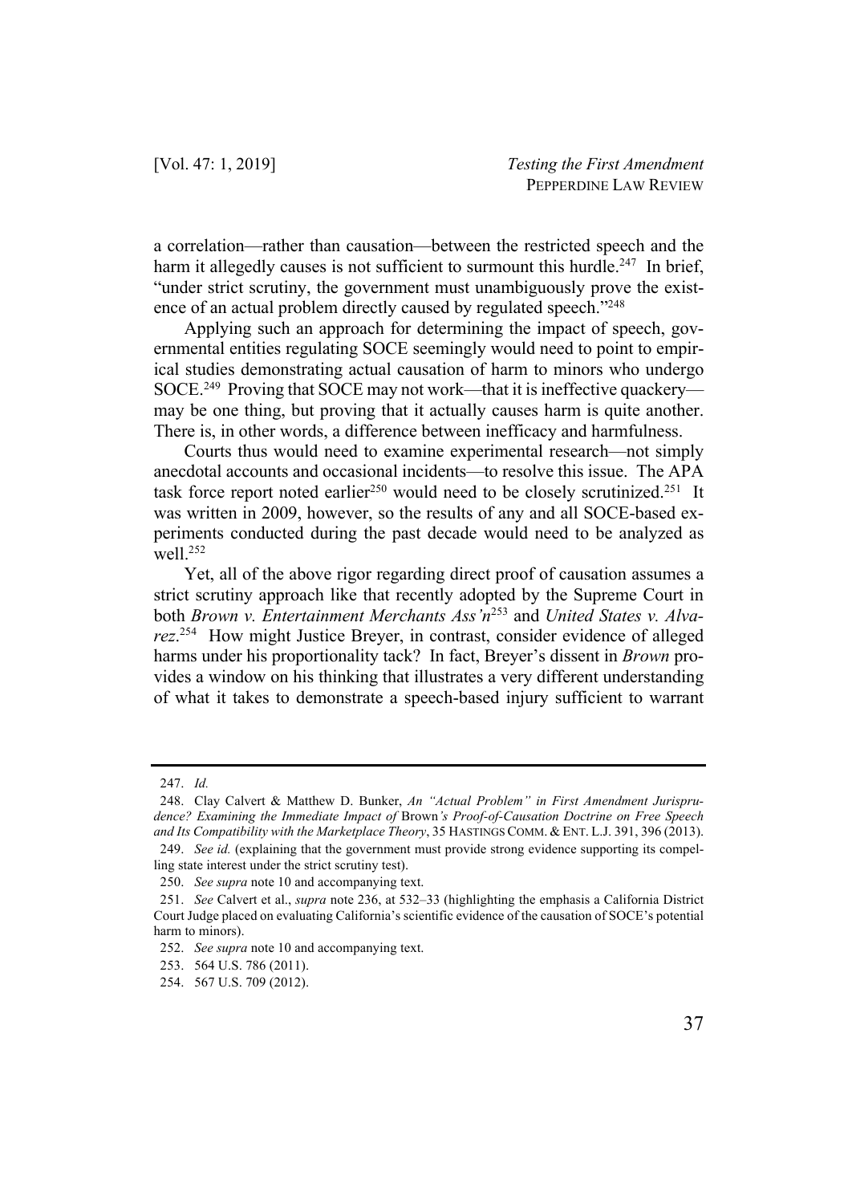a correlation—rather than causation—between the restricted speech and the harm it allegedly causes is not sufficient to surmount this hurdle.[247] In brief, "under strict scrutiny, the government must unambiguously prove the existence of an actual problem directly caused by regulated speech."[248]

Applying such an approach for determining the impact of speech, governmental entities regulating SOCE seemingly would need to point to empirical studies demonstrating actual causation of harm to minors who undergo SOCE.[249] Proving that SOCE may not work—that it is ineffective quackery—may be one thing, but proving that it actually causes harm is quite another. There is, in other words, a difference between inefficacy and harmfulness.

Courts thus would need to examine experimental research—not simply anecdotal accounts and occasional incidents—to resolve this issue. The APA task force report noted earlier[250] would need to be closely scrutinized.[251] It was written in 2009, however, so the results of any and all SOCE-based experiments conducted during the past decade would need to be analyzed as well.[252]

Yet, all of the above rigor regarding direct proof of causation assumes a strict scrutiny approach like that recently adopted by the Supreme Court in both *Brown v. Entertainment Merchants Ass'n*[253] and *United States v. Alvarez*.[254] How might Justice Breyer, in contrast, consider evidence of alleged harms under his proportionality tack? In fact, Breyer's dissent in *Brown* provides a window on his thinking that illustrates a very different understanding of what it takes to demonstrate a speech-based injury sufficient to warrant

---

247. *Id.*

248. Clay Calvert & Matthew D. Bunker, *An "Actual Problem" in First Amendment Jurisprudence? Examining the Immediate Impact of* Brown*'s Proof-of-Causation Doctrine on Free Speech and Its Compatibility with the Marketplace Theory*, 35 HASTINGS COMM. & ENT. L.J. 391, 396 (2013).

249. *See id.* (explaining that the government must provide strong evidence supporting its compelling state interest under the strict scrutiny test).

250. *See supra* note 10 and accompanying text.

251. *See* Calvert et al., *supra* note 236, at 532–33 (highlighting the emphasis a California District Court Judge placed on evaluating California's scientific evidence of the causation of SOCE's potential harm to minors).

252. *See supra* note 10 and accompanying text.

253. 564 U.S. 786 (2011).

254. 567 U.S. 709 (2012).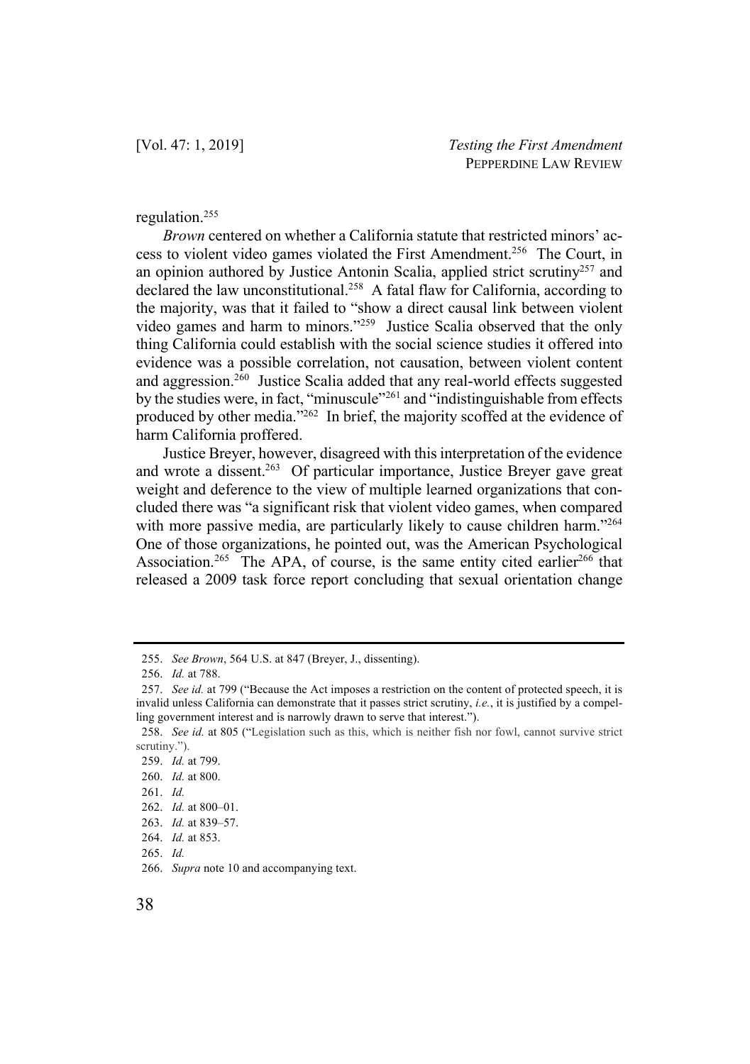regulation.[255]

*Brown* centered on whether a California statute that restricted minors' access to violent video games violated the First Amendment.[256] The Court, in an opinion authored by Justice Antonin Scalia, applied strict scrutiny[257] and declared the law unconstitutional.[258] A fatal flaw for California, according to the majority, was that it failed to "show a direct causal link between violent video games and harm to minors."[259] Justice Scalia observed that the only thing California could establish with the social science studies it offered into evidence was a possible correlation, not causation, between violent content and aggression.[260] Justice Scalia added that any real-world effects suggested by the studies were, in fact, "minuscule"[261] and "indistinguishable from effects produced by other media."[262] In brief, the majority scoffed at the evidence of harm California proffered.

Justice Breyer, however, disagreed with this interpretation of the evidence and wrote a dissent.[263] Of particular importance, Justice Breyer gave great weight and deference to the view of multiple learned organizations that concluded there was "a significant risk that violent video games, when compared with more passive media, are particularly likely to cause children harm."[264] One of those organizations, he pointed out, was the American Psychological Association.[265] The APA, of course, is the same entity cited earlier[266] that released a 2009 task force report concluding that sexual orientation change

---

255. *See Brown*, 564 U.S. at 847 (Breyer, J., dissenting).

256. *Id.* at 788.

257. *See id.* at 799 ("Because the Act imposes a restriction on the content of protected speech, it is invalid unless California can demonstrate that it passes strict scrutiny, *i.e.*, it is justified by a compelling government interest and is narrowly drawn to serve that interest.").

258. *See id.* at 805 ("Legislation such as this, which is neither fish nor fowl, cannot survive strict scrutiny.").

259. *Id.* at 799.

260. *Id.* at 800.

261. *Id.*

262. *Id.* at 800–01.

263. *Id.* at 839–57.

264. *Id.* at 853.

265. *Id.*

266. *Supra* note 10 and accompanying text.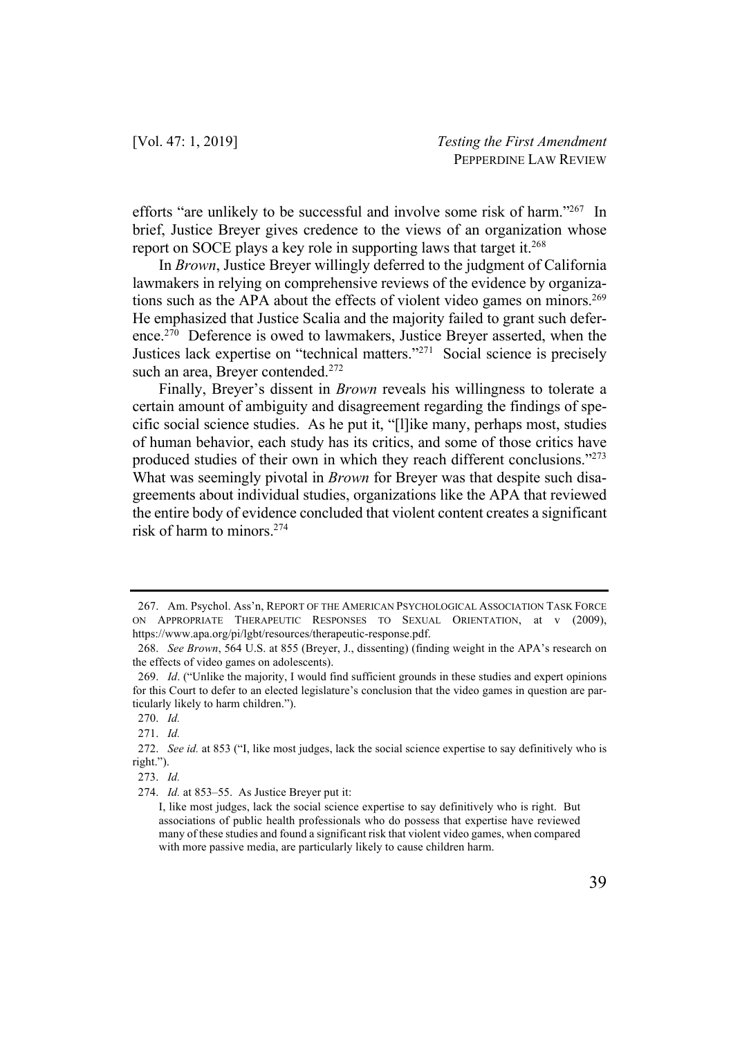efforts "are unlikely to be successful and involve some risk of harm."[267] In brief, Justice Breyer gives credence to the views of an organization whose report on SOCE plays a key role in supporting laws that target it.[268]

In *Brown*, Justice Breyer willingly deferred to the judgment of California lawmakers in relying on comprehensive reviews of the evidence by organizations such as the APA about the effects of violent video games on minors.[269] He emphasized that Justice Scalia and the majority failed to grant such deference.[270] Deference is owed to lawmakers, Justice Breyer asserted, when the Justices lack expertise on "technical matters."[271] Social science is precisely such an area, Breyer contended.[272]

Finally, Breyer's dissent in *Brown* reveals his willingness to tolerate a certain amount of ambiguity and disagreement regarding the findings of specific social science studies. As he put it, "[l]ike many, perhaps most, studies of human behavior, each study has its critics, and some of those critics have produced studies of their own in which they reach different conclusions."[273] What was seemingly pivotal in *Brown* for Breyer was that despite such disagreements about individual studies, organizations like the APA that reviewed the entire body of evidence concluded that violent content creates a significant risk of harm to minors.[274]

---

267. Am. Psychol. Ass'n, REPORT OF THE AMERICAN PSYCHOLOGICAL ASSOCIATION TASK FORCE ON APPROPRIATE THERAPEUTIC RESPONSES TO SEXUAL ORIENTATION, at v (2009), https://www.apa.org/pi/lgbt/resources/therapeutic-response.pdf.

268. *See Brown*, 564 U.S. at 855 (Breyer, J., dissenting) (finding weight in the APA's research on the effects of video games on adolescents).

269. *Id*. ("Unlike the majority, I would find sufficient grounds in these studies and expert opinions for this Court to defer to an elected legislature's conclusion that the video games in question are particularly likely to harm children.").

270. *Id.*

271. *Id.*

272. *See id.* at 853 ("I, like most judges, lack the social science expertise to say definitively who is right.").

273. *Id.*

274. *Id.* at 853–55. As Justice Breyer put it:

> I, like most judges, lack the social science expertise to say definitively who is right. But associations of public health professionals who do possess that expertise have reviewed many of these studies and found a significant risk that violent video games, when compared with more passive media, are particularly likely to cause children harm.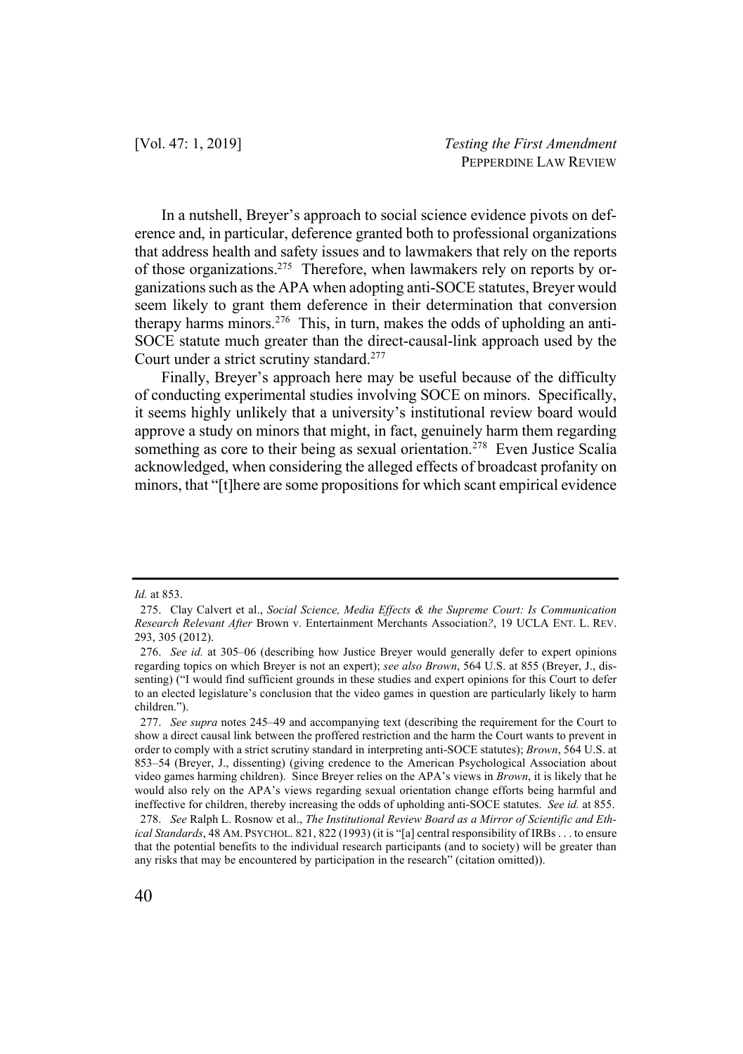In a nutshell, Breyer's approach to social science evidence pivots on deference and, in particular, deference granted both to professional organizations that address health and safety issues and to lawmakers that rely on the reports of those organizations.[275] Therefore, when lawmakers rely on reports by organizations such as the APA when adopting anti-SOCE statutes, Breyer would seem likely to grant them deference in their determination that conversion therapy harms minors.[276] This, in turn, makes the odds of upholding an anti-SOCE statute much greater than the direct-causal-link approach used by the Court under a strict scrutiny standard.[277]

Finally, Breyer's approach here may be useful because of the difficulty of conducting experimental studies involving SOCE on minors. Specifically, it seems highly unlikely that a university's institutional review board would approve a study on minors that might, in fact, genuinely harm them regarding something as core to their being as sexual orientation.[278] Even Justice Scalia acknowledged, when considering the alleged effects of broadcast profanity on minors, that "[t]here are some propositions for which scant empirical evidence

---

*Id.* at 853.

275. Clay Calvert et al., *Social Science, Media Effects & the Supreme Court: Is Communication Research Relevant After* Brown v. Entertainment Merchants Association*?*, 19 UCLA ENT. L. REV. 293, 305 (2012).

276. *See id.* at 305–06 (describing how Justice Breyer would generally defer to expert opinions regarding topics on which Breyer is not an expert); *see also Brown*, 564 U.S. at 855 (Breyer, J., dissenting) ("I would find sufficient grounds in these studies and expert opinions for this Court to defer to an elected legislature's conclusion that the video games in question are particularly likely to harm children.").

277. *See supra* notes 245–49 and accompanying text (describing the requirement for the Court to show a direct causal link between the proffered restriction and the harm the Court wants to prevent in order to comply with a strict scrutiny standard in interpreting anti-SOCE statutes); *Brown*, 564 U.S. at 853–54 (Breyer, J., dissenting) (giving credence to the American Psychological Association about video games harming children). Since Breyer relies on the APA's views in *Brown*, it is likely that he would also rely on the APA's views regarding sexual orientation change efforts being harmful and ineffective for children, thereby increasing the odds of upholding anti-SOCE statutes. *See id.* at 855.

278. *See* Ralph L. Rosnow et al., *The Institutional Review Board as a Mirror of Scientific and Ethical Standards*, 48 AM. PSYCHOL. 821, 822 (1993) (it is "[a] central responsibility of IRBs . . . to ensure that the potential benefits to the individual research participants (and to society) will be greater than any risks that may be encountered by participation in the research" (citation omitted)).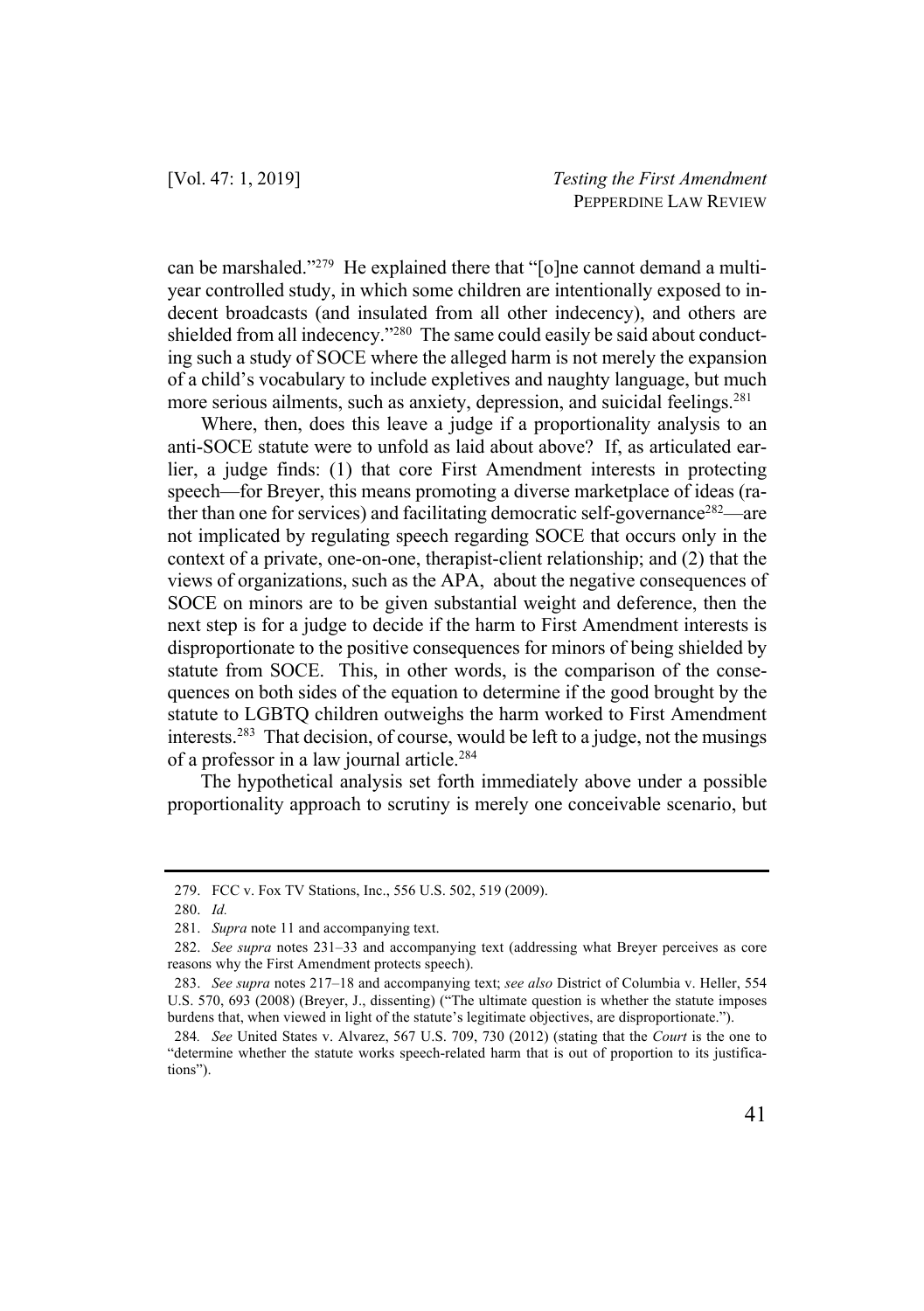can be marshaled."[279] He explained there that "[o]ne cannot demand a multi-year controlled study, in which some children are intentionally exposed to indecent broadcasts (and insulated from all other indecency), and others are shielded from all indecency."[280] The same could easily be said about conducting such a study of SOCE where the alleged harm is not merely the expansion of a child's vocabulary to include expletives and naughty language, but much more serious ailments, such as anxiety, depression, and suicidal feelings.[281]

Where, then, does this leave a judge if a proportionality analysis to an anti-SOCE statute were to unfold as laid about above? If, as articulated earlier, a judge finds: (1) that core First Amendment interests in protecting speech—for Breyer, this means promoting a diverse marketplace of ideas (rather than one for services) and facilitating democratic self-governance[282]—are not implicated by regulating speech regarding SOCE that occurs only in the context of a private, one-on-one, therapist-client relationship; and (2) that the views of organizations, such as the APA, about the negative consequences of SOCE on minors are to be given substantial weight and deference, then the next step is for a judge to decide if the harm to First Amendment interests is disproportionate to the positive consequences for minors of being shielded by statute from SOCE. This, in other words, is the comparison of the consequences on both sides of the equation to determine if the good brought by the statute to LGBTQ children outweighs the harm worked to First Amendment interests.[283] That decision, of course, would be left to a judge, not the musings of a professor in a law journal article.[284]

The hypothetical analysis set forth immediately above under a possible proportionality approach to scrutiny is merely one conceivable scenario, but

---

279. FCC v. Fox TV Stations, Inc., 556 U.S. 502, 519 (2009).

280. *Id.*

281. *Supra* note 11 and accompanying text.

282. *See supra* notes 231–33 and accompanying text (addressing what Breyer perceives as core reasons why the First Amendment protects speech).

283. *See supra* notes 217–18 and accompanying text; *see also* District of Columbia v. Heller, 554 U.S. 570, 693 (2008) (Breyer, J., dissenting) ("The ultimate question is whether the statute imposes burdens that, when viewed in light of the statute's legitimate objectives, are disproportionate.").

284. *See* United States v. Alvarez, 567 U.S. 709, 730 (2012) (stating that the *Court* is the one to "determine whether the statute works speech-related harm that is out of proportion to its justifications").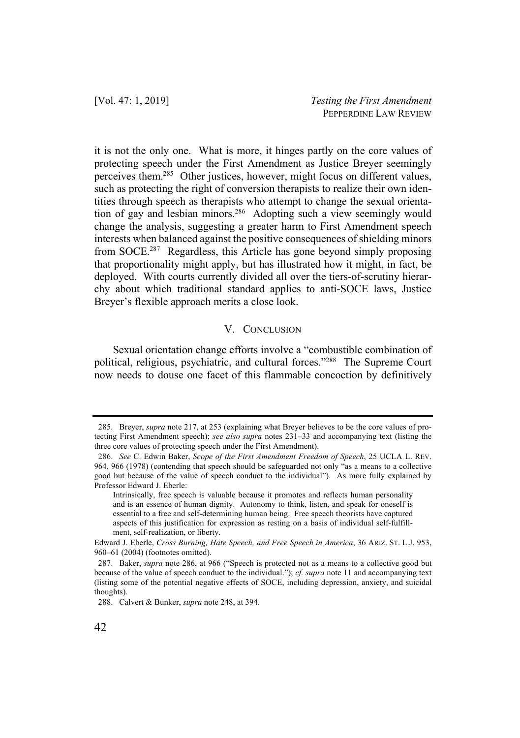it is not the only one. What is more, it hinges partly on the core values of protecting speech under the First Amendment as Justice Breyer seemingly perceives them.[285] Other justices, however, might focus on different values, such as protecting the right of conversion therapists to realize their own identities through speech as therapists who attempt to change the sexual orientation of gay and lesbian minors.[286] Adopting such a view seemingly would change the analysis, suggesting a greater harm to First Amendment speech interests when balanced against the positive consequences of shielding minors from SOCE.[287] Regardless, this Article has gone beyond simply proposing that proportionality might apply, but has illustrated how it might, in fact, be deployed. With courts currently divided all over the tiers-of-scrutiny hierarchy about which traditional standard applies to anti-SOCE laws, Justice Breyer's flexible approach merits a close look.

## V. CONCLUSION

Sexual orientation change efforts involve a "combustible combination of political, religious, psychiatric, and cultural forces."[288] The Supreme Court now needs to douse one facet of this flammable concoction by definitively

---

285. Breyer, *supra* note 217, at 253 (explaining what Breyer believes to be the core values of protecting First Amendment speech); *see also supra* notes 231–33 and accompanying text (listing the three core values of protecting speech under the First Amendment).

286. *See* C. Edwin Baker, *Scope of the First Amendment Freedom of Speech*, 25 UCLA L. REV. 964, 966 (1978) (contending that speech should be safeguarded not only "as a means to a collective good but because of the value of speech conduct to the individual"). As more fully explained by Professor Edward J. Eberle:

> Intrinsically, free speech is valuable because it promotes and reflects human personality and is an essence of human dignity. Autonomy to think, listen, and speak for oneself is essential to a free and self-determining human being. Free speech theorists have captured aspects of this justification for expression as resting on a basis of individual self-fulfillment, self-realization, or liberty.

Edward J. Eberle, *Cross Burning, Hate Speech, and Free Speech in America*, 36 ARIZ. ST. L.J. 953, 960–61 (2004) (footnotes omitted).

287. Baker, *supra* note 286, at 966 ("Speech is protected not as a means to a collective good but because of the value of speech conduct to the individual."); *cf. supra* note 11 and accompanying text (listing some of the potential negative effects of SOCE, including depression, anxiety, and suicidal thoughts).

288. Calvert & Bunker, *supra* note 248, at 394.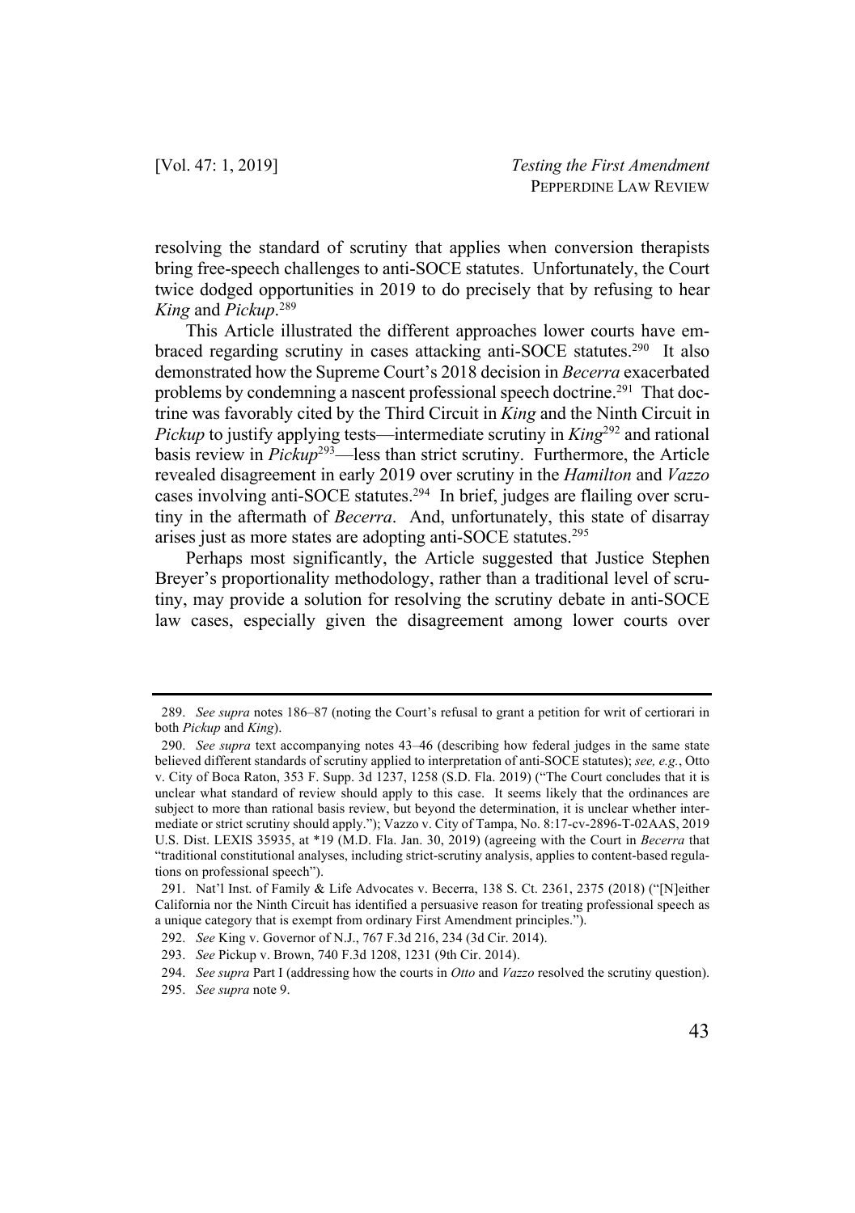resolving the standard of scrutiny that applies when conversion therapists bring free-speech challenges to anti-SOCE statutes. Unfortunately, the Court twice dodged opportunities in 2019 to do precisely that by refusing to hear *King* and *Pickup*.[289]

This Article illustrated the different approaches lower courts have embraced regarding scrutiny in cases attacking anti-SOCE statutes.[290] It also demonstrated how the Supreme Court's 2018 decision in *Becerra* exacerbated problems by condemning a nascent professional speech doctrine.[291] That doctrine was favorably cited by the Third Circuit in *King* and the Ninth Circuit in *Pickup* to justify applying tests—intermediate scrutiny in *King*[292] and rational basis review in *Pickup*[293]—less than strict scrutiny. Furthermore, the Article revealed disagreement in early 2019 over scrutiny in the *Hamilton* and *Vazzo* cases involving anti-SOCE statutes.[294] In brief, judges are flailing over scrutiny in the aftermath of *Becerra*. And, unfortunately, this state of disarray arises just as more states are adopting anti-SOCE statutes.[295]

Perhaps most significantly, the Article suggested that Justice Stephen Breyer's proportionality methodology, rather than a traditional level of scrutiny, may provide a solution for resolving the scrutiny debate in anti-SOCE law cases, especially given the disagreement among lower courts over

---

289. *See supra* notes 186–87 (noting the Court's refusal to grant a petition for writ of certiorari in both *Pickup* and *King*).

290. *See supra* text accompanying notes 43–46 (describing how federal judges in the same state believed different standards of scrutiny applied to interpretation of anti-SOCE statutes); *see, e.g.*, Otto v. City of Boca Raton, 353 F. Supp. 3d 1237, 1258 (S.D. Fla. 2019) ("The Court concludes that it is unclear what standard of review should apply to this case. It seems likely that the ordinances are subject to more than rational basis review, but beyond the determination, it is unclear whether intermediate or strict scrutiny should apply."); Vazzo v. City of Tampa, No. 8:17-cv-2896-T-02AAS, 2019 U.S. Dist. LEXIS 35935, at *19 (M.D. Fla. Jan. 30, 2019) (agreeing with the Court in *Becerra* that "traditional constitutional analyses, including strict-scrutiny analysis, applies to content-based regulations on professional speech").

291. Nat'l Inst. of Family & Life Advocates v. Becerra, 138 S. Ct. 2361, 2375 (2018) ("[N]either California nor the Ninth Circuit has identified a persuasive reason for treating professional speech as a unique category that is exempt from ordinary First Amendment principles.").

292. *See* King v. Governor of N.J., 767 F.3d 216, 234 (3d Cir. 2014).

293. *See* Pickup v. Brown, 740 F.3d 1208, 1231 (9th Cir. 2014).

294. *See supra* Part I (addressing how the courts in *Otto* and *Vazzo* resolved the scrutiny question).

295. *See supra* note 9.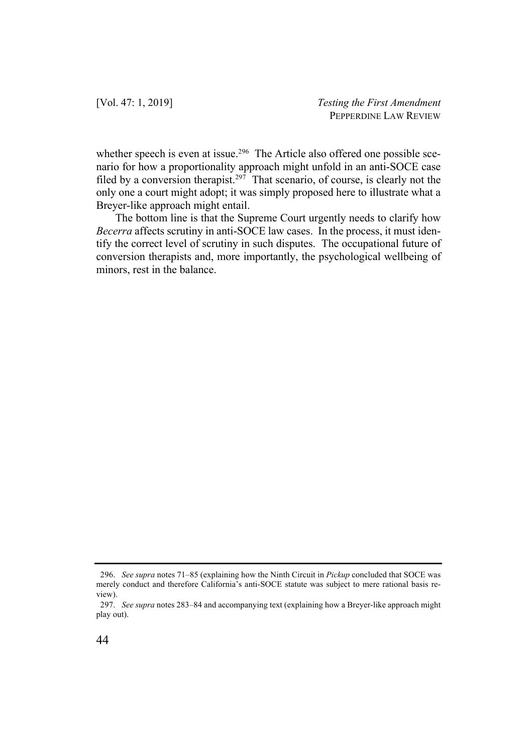whether speech is even at issue.[296] The Article also offered one possible scenario for how a proportionality approach might unfold in an anti-SOCE case filed by a conversion therapist.[297] That scenario, of course, is clearly not the only one a court might adopt; it was simply proposed here to illustrate what a Breyer-like approach might entail.

The bottom line is that the Supreme Court urgently needs to clarify how *Becerra* affects scrutiny in anti-SOCE law cases. In the process, it must identify the correct level of scrutiny in such disputes. The occupational future of conversion therapists and, more importantly, the psychological wellbeing of minors, rest in the balance.

---

296. *See supra* notes 71–85 (explaining how the Ninth Circuit in *Pickup* concluded that SOCE was merely conduct and therefore California's anti-SOCE statute was subject to mere rational basis review).

297. *See supra* notes 283–84 and accompanying text (explaining how a Breyer-like approach might play out).